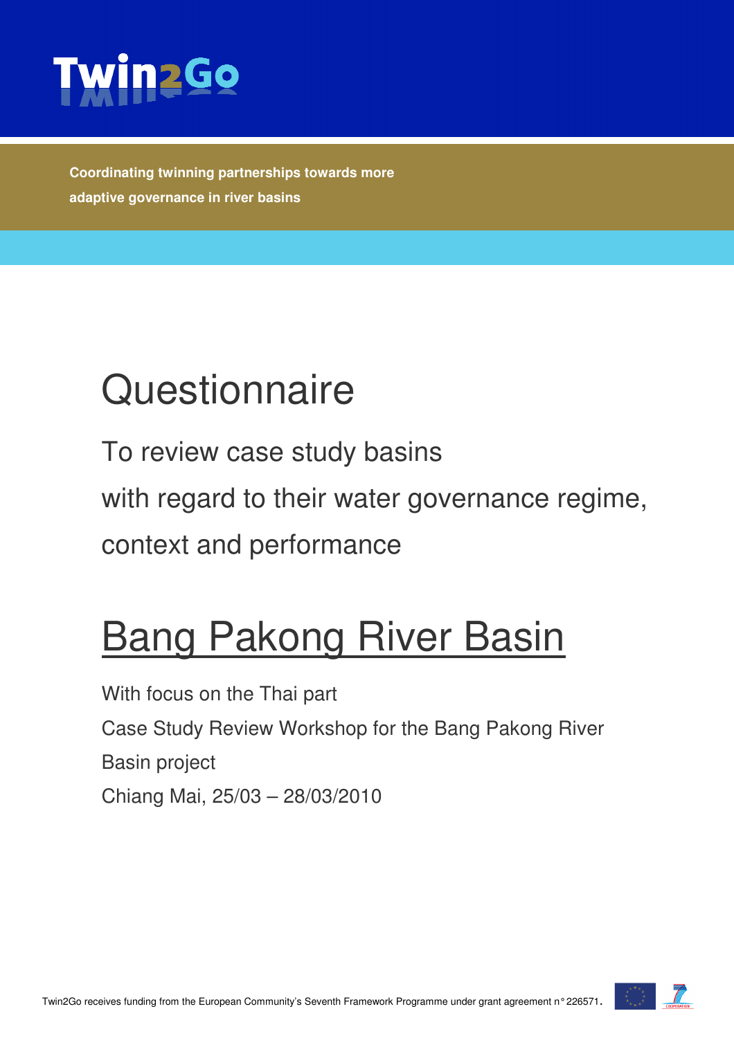Twin2Go

**Coordinating twinning partnerships towards more adaptive governance in river basins**

# Questionnaire

To review case study basins with regard to their water governance regime, context and performance

# Bang Pakong River Basin

With focus on the Thai part

Case Study Review Workshop for the Bang Pakong River Basin project

Chiang Mai, 25/03 – 28/03/2010

Twin2Go receives funding from the European Community's Seventh Framework Programme under grant agreement n° 226571.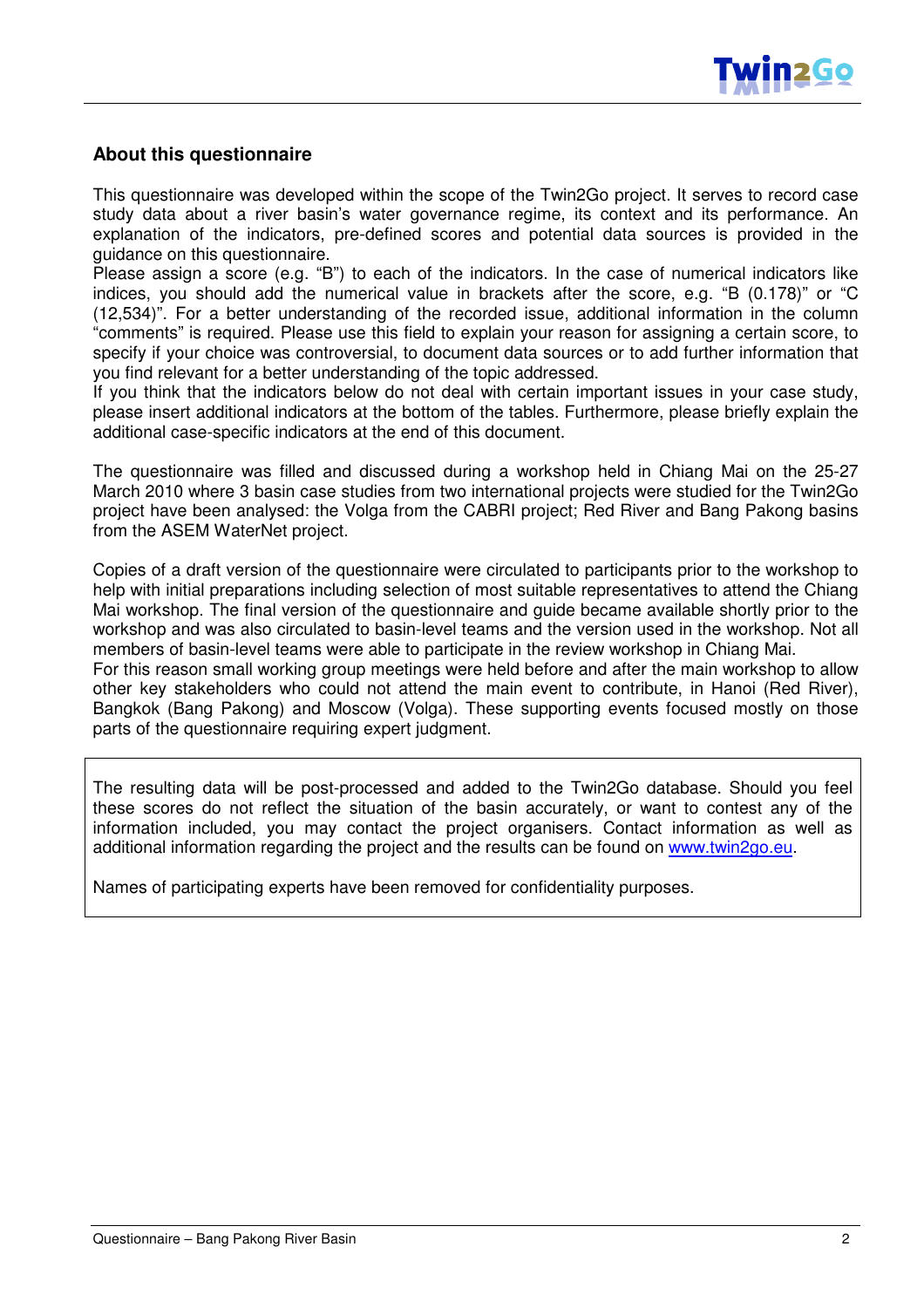## About this questionnaire

This questionnaire was developed within the scope of the Twin2Go project. It serves to record case study data about a river basin's water governance regime, its context and its performance. An explanation of the indicators, pre-defined scores and potential data sources is provided in the guidance on this questionnaire.
Please assign a score (e.g. "B") to each of the indicators. In the case of numerical indicators like indices, you should add the numerical value in brackets after the score, e.g. "B (0.178)" or "C (12,534)". For a better understanding of the recorded issue, additional information in the column "comments" is required. Please use this field to explain your reason for assigning a certain score, to specify if your choice was controversial, to document data sources or to add further information that you find relevant for a better understanding of the topic addressed.
If you think that the indicators below do not deal with certain important issues in your case study, please insert additional indicators at the bottom of the tables. Furthermore, please briefly explain the additional case-specific indicators at the end of this document.

The questionnaire was filled and discussed during a workshop held in Chiang Mai on the 25-27 March 2010 where 3 basin case studies from two international projects were studied for the Twin2Go project have been analysed: the Volga from the CABRI project; Red River and Bang Pakong basins from the ASEM WaterNet project.

Copies of a draft version of the questionnaire were circulated to participants prior to the workshop to help with initial preparations including selection of most suitable representatives to attend the Chiang Mai workshop. The final version of the questionnaire and guide became available shortly prior to the workshop and was also circulated to basin-level teams and the version used in the workshop. Not all members of basin-level teams were able to participate in the review workshop in Chiang Mai.
For this reason small working group meetings were held before and after the main workshop to allow other key stakeholders who could not attend the main event to contribute, in Hanoi (Red River), Bangkok (Bang Pakong) and Moscow (Volga). These supporting events focused mostly on those parts of the questionnaire requiring expert judgment.

The resulting data will be post-processed and added to the Twin2Go database. Should you feel these scores do not reflect the situation of the basin accurately, or want to contest any of the information included, you may contact the project organisers. Contact information as well as additional information regarding the project and the results can be found on www.twin2go.eu.

Names of participating experts have been removed for confidentiality purposes.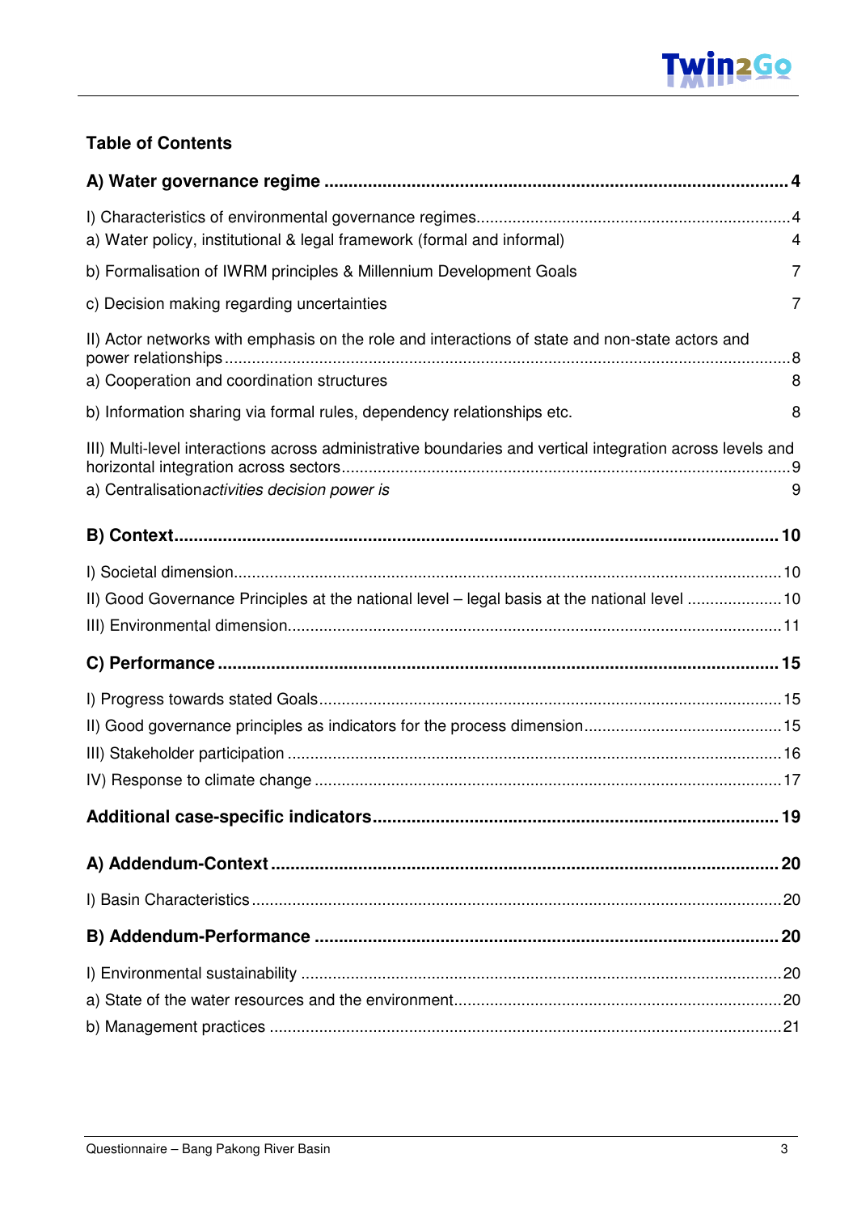## Table of Contents

**A) Water governance regime ..... 4**

I) Characteristics of environmental governance regimes ..... 4

a) Water policy, institutional & legal framework (formal and informal) 4

b) Formalisation of IWRM principles & Millennium Development Goals 7

c) Decision making regarding uncertainties 7

II) Actor networks with emphasis on the role and interactions of state and non-state actors and power relationships ..... 8

a) Cooperation and coordination structures 8

b) Information sharing via formal rules, dependency relationships etc. 8

III) Multi-level interactions across administrative boundaries and vertical integration across levels and horizontal integration across sectors ..... 9

a) Centralisation*activities decision power is* 9

**B) Context ..... 10**

I) Societal dimension ..... 10

II) Good Governance Principles at the national level – legal basis at the national level ..... 10

III) Environmental dimension ..... 11

**C) Performance ..... 15**

I) Progress towards stated Goals ..... 15

II) Good governance principles as indicators for the process dimension ..... 15

III) Stakeholder participation ..... 16

IV) Response to climate change ..... 17

**Additional case-specific indicators ..... 19**

**A) Addendum-Context ..... 20**

I) Basin Characteristics ..... 20

**B) Addendum-Performance ..... 20**

I) Environmental sustainability ..... 20

a) State of the water resources and the environment ..... 20

b) Management practices ..... 21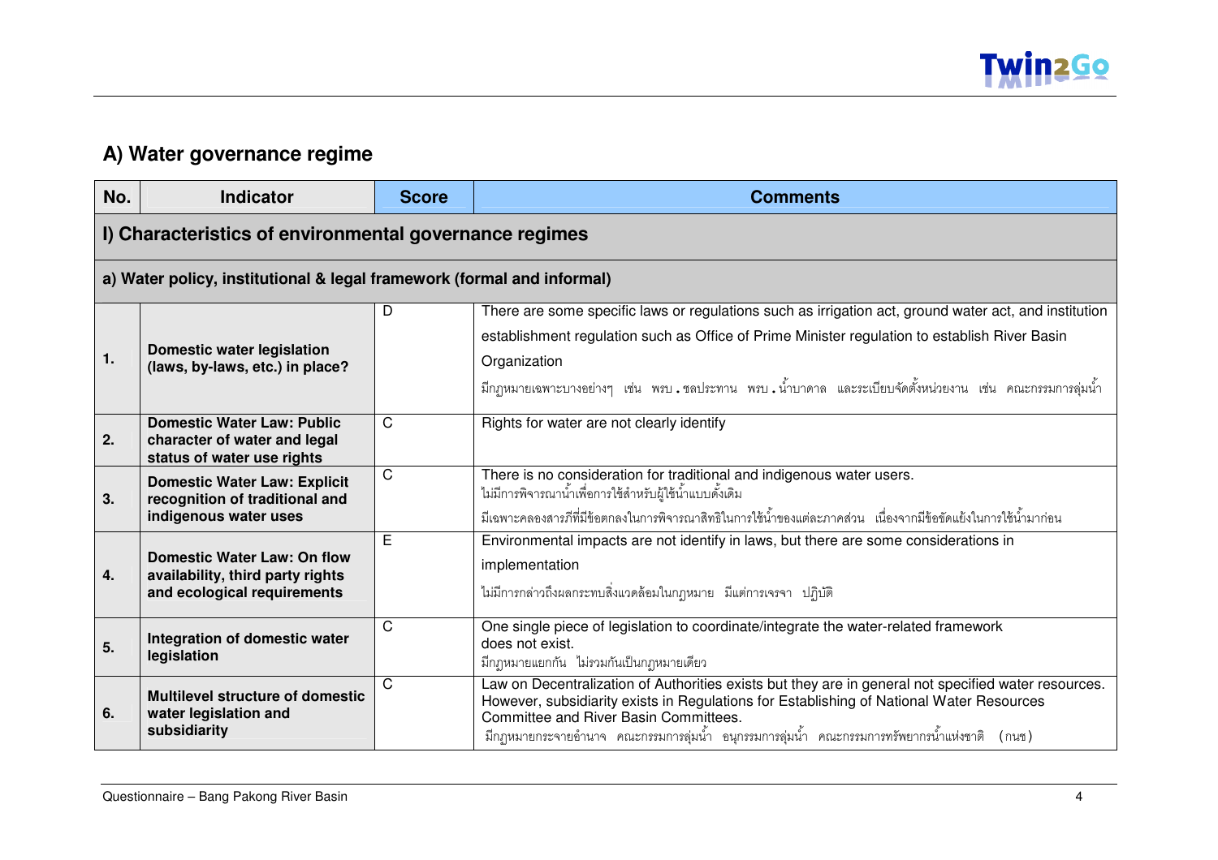## A) Water governance regime

| No. | Indicator | Score | Comments |
|---|---|---|---|
| **I) Characteristics of environmental governance regimes** | | | |
| **a) Water policy, institutional & legal framework (formal and informal)** | | | |
| **1.** | **Domestic water legislation (laws, by-laws, etc.) in place?** | D | There are some specific laws or regulations such as irrigation act, ground water act, and institution establishment regulation such as Office of Prime Minister regulation to establish River Basin Organization<br>มีกฎหมายเฉพาะบางอย่างๆ เช่น พรบ.ชลประทาน พรบ.น้ำบาดาล และระเบียบจัดตั้งหน่วยงาน เช่น คณะกรรมการลุ่มน้ำ |
| **2.** | **Domestic Water Law: Public character of water and legal status of water use rights** | C | Rights for water are not clearly identify |
| **3.** | **Domestic Water Law: Explicit recognition of traditional and indigenous water uses** | C | There is no consideration for traditional and indigenous water users.<br>ไม่มีการพิจารณาน้ำเพื่อการใช้สำหรับผู้ใช้น้ำแบบดั้งเดิม<br>มีเฉพาะคลองสารภีที่มีข้อตกลงในการพิจารณาสิทธิในการใช้น้ำของแต่ละภาคส่วน เนื่องจากมีข้อขัดแย้งในการใช้น้ำมาก่อน |
| **4.** | **Domestic Water Law: On flow availability, third party rights and ecological requirements** | E | Environmental impacts are not identify in laws, but there are some considerations in implementation<br>ไม่มีการกล่าวถึงผลกระทบสิ่งแวดล้อมในกฎหมาย มีแต่การเจรจา ปฏิบัติ |
| **5.** | **Integration of domestic water legislation** | C | One single piece of legislation to coordinate/integrate the water-related framework does not exist.<br>มีกฎหมายแยกกัน ไม่รวมกันเป็นกฎหมายเดียว |
| **6.** | **Multilevel structure of domestic water legislation and subsidiarity** | C | Law on Decentralization of Authorities exists but they are in general not specified water resources. However, subsidiarity exists in Regulations for Establishing of National Water Resources Committee and River Basin Committees.<br>มีกฎหมายกระจายอำนาจ คณะกรรมการลุ่มน้ำ อนุกรรมการลุ่มน้ำ คณะกรรมการทรัพยากรน้ำแห่งชาติ (กนช) |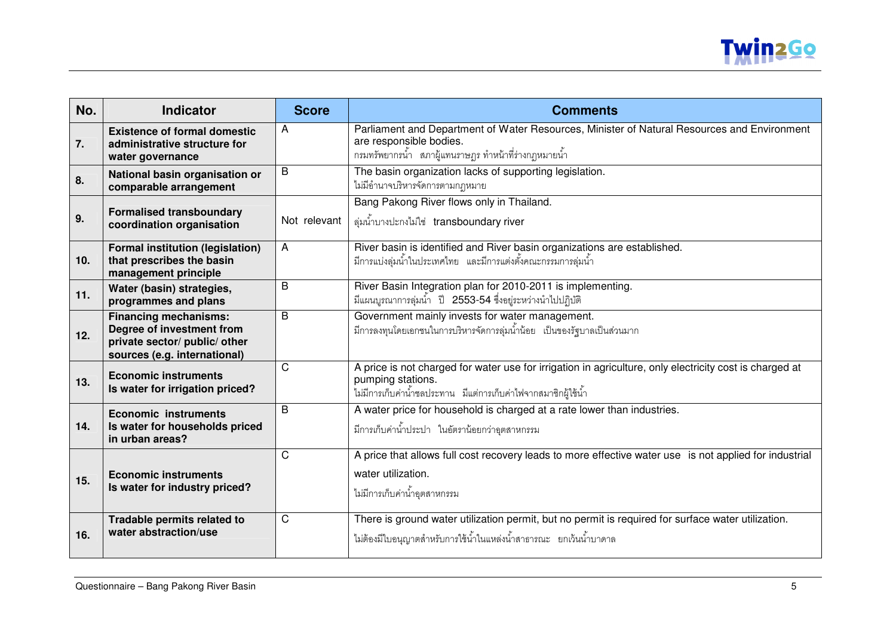| No. | Indicator | Score | Comments |
|---|---|---|---|
| 7. | **Existence of formal domestic administrative structure for water governance** | A | Parliament and Department of Water Resources, Minister of Natural Resources and Environment are responsible bodies.<br>กรมทรัพยากรน้ำ สภาผู้แทนราษฎร ทำหน้าที่ร่างกฎหมายน้ำ |
| 8. | **National basin organisation or comparable arrangement** | B | The basin organization lacks of supporting legislation.<br>ไม่มีอำนาจบริหารจัดการตามกฎหมาย |
| 9. | **Formalised transboundary coordination organisation** | Not relevant | Bang Pakong River flows only in Thailand.<br>ลุ่มน้ำบางปะกงไม่ใช่ transboundary river |
| 10. | **Formal institution (legislation) that prescribes the basin management principle** | A | River basin is identified and River basin organizations are established.<br>มีการแบ่งลุ่มน้ำในประเทศไทย และมีการแต่งตั้งคณะกรรมการลุ่มน้ำ |
| 11. | **Water (basin) strategies, programmes and plans** | B | River Basin Integration plan for 2010-2011 is implementing.<br>มีแผนบูรณาการลุ่มน้ำ ปี 2553-54 ซึ่งอยู่ระหว่างนำไปปฏิบัติ |
| 12. | **Financing mechanisms: Degree of investment from private sector/ public/ other sources (e.g. international)** | B | Government mainly invests for water management.<br>มีการลงทุนโดยเอกชนในการบริหารจัดการลุ่มน้ำน้อย เป็นของรัฐบาลเป็นส่วนมาก |
| 13. | **Economic instruments<br>Is water for irrigation priced?** | C | A price is not charged for water use for irrigation in agriculture, only electricity cost is charged at pumping stations.<br>ไม่มีการเก็บค่าน้ำชลประทาน มีแต่การเก็บค่าไฟจากสมาชิกผู้ใช้น้ำ |
| 14. | **Economic instruments<br>Is water for households priced in urban areas?** | B | A water price for household is charged at a rate lower than industries.<br>มีการเก็บค่าน้ำประปา ในอัตราน้อยกว่าอุตสาหกรรม |
| 15. | **Economic instruments<br>Is water for industry priced?** | C | A price that allows full cost recovery leads to more effective water use is not applied for industrial water utilization.<br>ไม่มีการเก็บค่าน้ำอุตสาหกรรม |
| 16. | **Tradable permits related to water abstraction/use** | C | There is ground water utilization permit, but no permit is required for surface water utilization.<br>ไม่ต้องมีใบอนุญาตสำหรับการใช้น้ำในแหล่งน้ำสาธารณะ ยกเว้นน้ำบาดาล |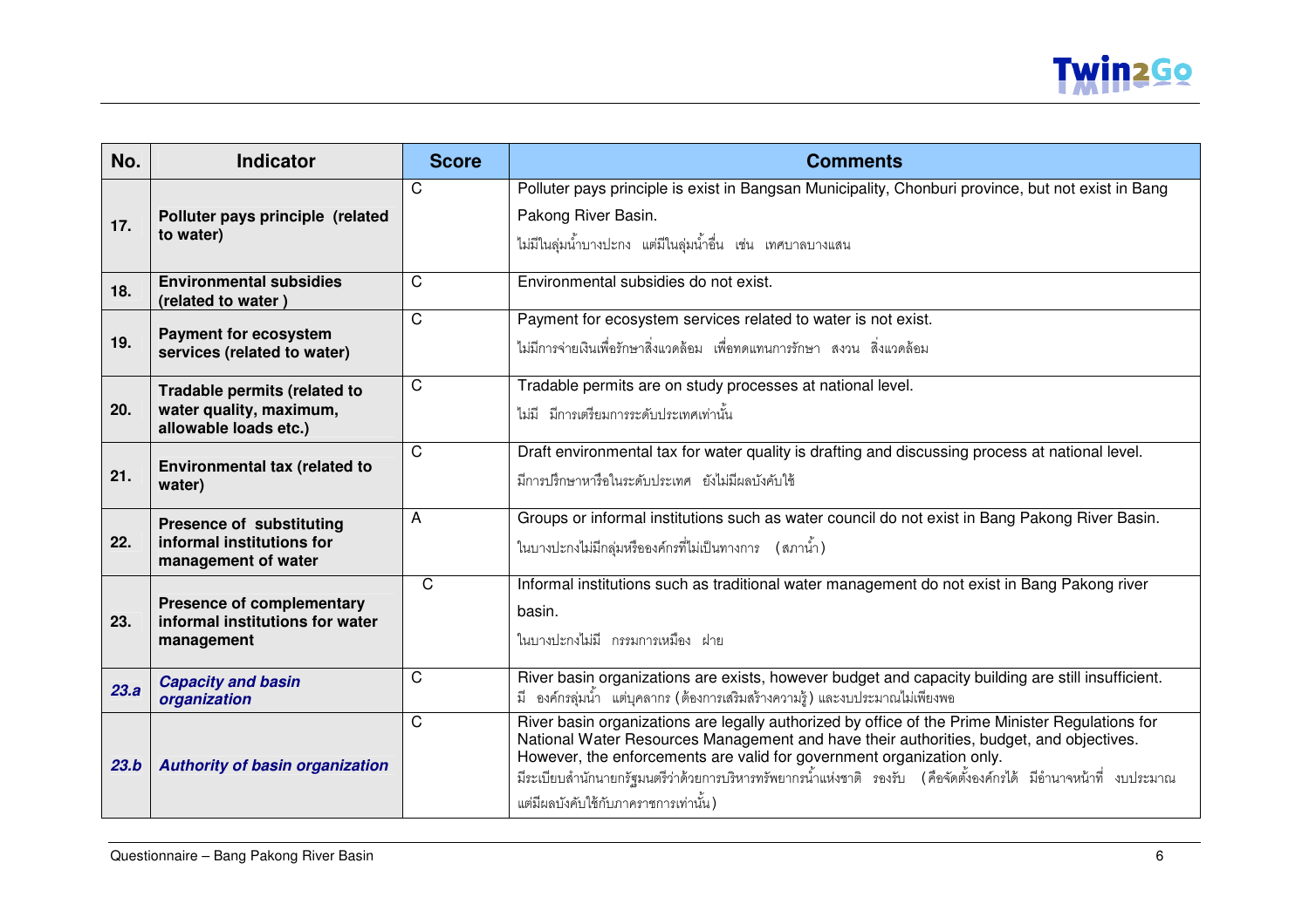| No. | Indicator | Score | Comments |
|---|---|---|---|
| 17. | **Polluter pays principle (related to water)** | C | Polluter pays principle is exist in Bangsan Municipality, Chonburi province, but not exist in Bang Pakong River Basin.<br>ไม่มีในลุ่มน้ำบางปะกง แต่มีในลุ่มน้ำอื่น เช่น เทศบาลบางแสน |
| 18. | **Environmental subsidies (related to water )** | C | Environmental subsidies do not exist. |
| 19. | **Payment for ecosystem services (related to water)** | C | Payment for ecosystem services related to water is not exist.<br>ไม่มีการจ่ายเงินเพื่อรักษาสิ่งแวดล้อม เพื่อทดแทนการรักษา สงวน สิ่งแวดล้อม |
| 20. | **Tradable permits (related to water quality, maximum, allowable loads etc.)** | C | Tradable permits are on study processes at national level.<br>ไม่มี มีการเตรียมการระดับประเทศเท่านั้น |
| 21. | **Environmental tax (related to water)** | C | Draft environmental tax for water quality is drafting and discussing process at national level.<br>มีการปรึกษาหารือในระดับประเทศ ยังไม่มีผลบังคับใช้ |
| 22. | **Presence of substituting informal institutions for management of water** | A | Groups or informal institutions such as water council do not exist in Bang Pakong River Basin.<br>ในบางปะกงไม่มีกลุ่มหรือองค์กรที่ไม่เป็นทางการ (สภาน้ำ) |
| 23. | **Presence of complementary informal institutions for water management** | C | Informal institutions such as traditional water management do not exist in Bang Pakong river basin.<br>ในบางปะกงไม่มี กรรมการเหมือง ฝาย |
| ***23.a*** | ***Capacity and basin organization*** | C | River basin organizations are exists, however budget and capacity building are still insufficient.<br>มี องค์กรลุ่มน้ำ แต่บุคลากร (ต้องการเสริมสร้างความรู้) และงบประมาณไม่เพียงพอ |
| ***23.b*** | ***Authority of basin organization*** | C | River basin organizations are legally authorized by office of the Prime Minister Regulations for National Water Resources Management and have their authorities, budget, and objectives. However, the enforcements are valid for government organization only.<br>มีระเบียบสำนักนายกรัฐมนตรีว่าด้วยการบริหารทรัพยากรน้ำแห่งชาติ รองรับ (คือจัดตั้งองค์กรได้ มีอำนาจหน้าที่ งบประมาณ แต่มีผลบังคับใช้กับภาคราชการเท่านั้น) |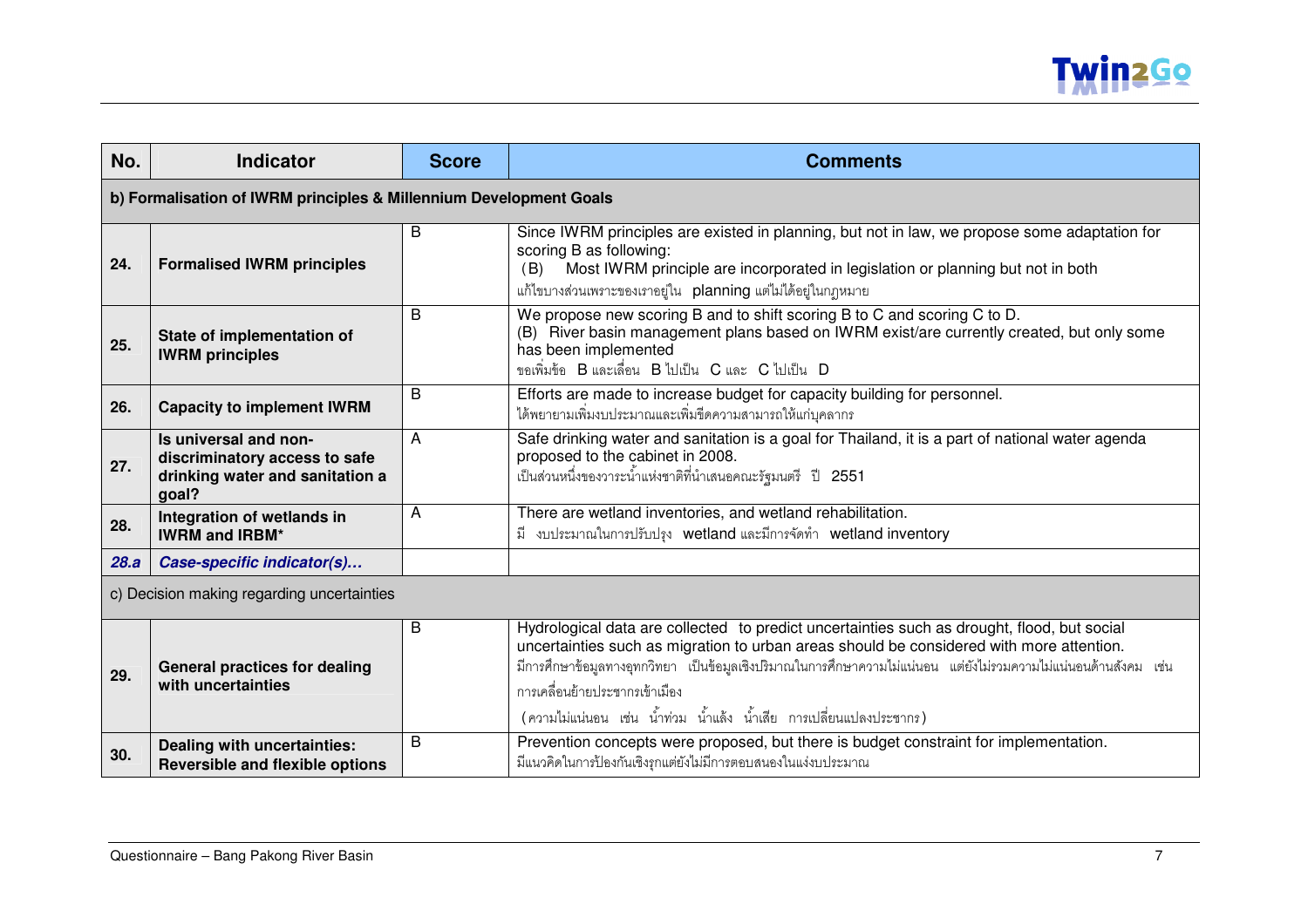| No. | Indicator | Score | Comments |
|---|---|---|---|
| **b) Formalisation of IWRM principles & Millennium Development Goals** | | | |
| **24.** | **Formalised IWRM principles** | B | Since IWRM principles are existed in planning, but not in law, we propose some adaptation for scoring B as following:<br>(B) Most IWRM principle are incorporated in legislation or planning but not in both<br>แก้ไขบางส่วนเพราะของเราอยู่ใน planning แต่ไม่ได้อยู่ในกฎหมาย |
| **25.** | **State of implementation of IWRM principles** | B | We propose new scoring B and to shift scoring B to C and scoring C to D.<br>(B) River basin management plans based on IWRM exist/are currently created, but only some has been implemented<br>ขอเพิ่มข้อ B และเลื่อน B ไปเป็น C และ C ไปเป็น D |
| **26.** | **Capacity to implement IWRM** | B | Efforts are made to increase budget for capacity building for personnel.<br>ได้พยายามเพิ่มงบประมาณและเพิ่มขีดความสามารถให้แก่บุคลากร |
| **27.** | **Is universal and non-discriminatory access to safe drinking water and sanitation a goal?** | A | Safe drinking water and sanitation is a goal for Thailand, it is a part of national water agenda proposed to the cabinet in 2008.<br>เป็นส่วนหนึ่งของวาระน้ำแห่งชาติที่นำเสนอคณะรัฐมนตรี ปี 2551 |
| **28.** | **Integration of wetlands in IWRM and IRBM*** | A | There are wetland inventories, and wetland rehabilitation.<br>มี งบประมาณในการปรับปรุง wetland และมีการจัดทำ wetland inventory |
| ***28.a*** | ***Case-specific indicator(s)…*** | | |
| c) Decision making regarding uncertainties | | | |
| **29.** | **General practices for dealing with uncertainties** | B | Hydrological data are collected to predict uncertainties such as drought, flood, but social uncertainties such as migration to urban areas should be considered with more attention.<br>มีการศึกษาข้อมูลทางอุทกวิทยา เป็นข้อมูลเชิงปริมาณในการศึกษาความไม่แน่นอน แต่ยังไม่รวมความไม่แน่นอนด้านสังคม เช่น การเคลื่อนย้ายประชากรเข้าเมือง<br>(ความไม่แน่นอน เช่น น้ำท่วม น้ำแล้ง น้ำเสีย การเปลี่ยนแปลงประชากร) |
| **30.** | **Dealing with uncertainties: Reversible and flexible options** | B | Prevention concepts were proposed, but there is budget constraint for implementation.<br>มีแนวคิดในการป้องกันเชิงรุกแต่ยังไม่มีการตอบสนองในแง่งบประมาณ |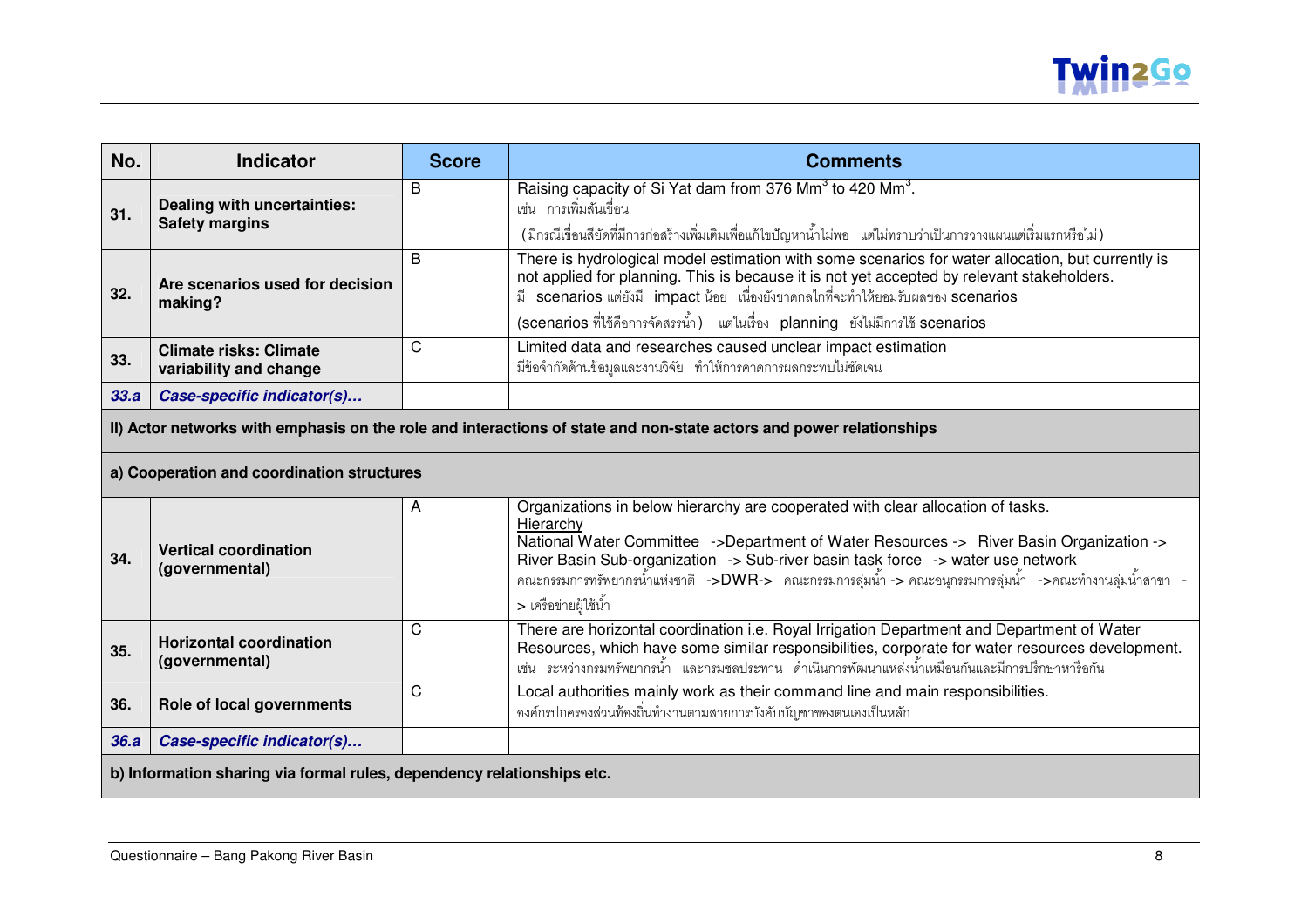| No. | Indicator | Score | Comments |
|---|---|---|---|
| 31. | **Dealing with uncertainties: Safety margins** | B | Raising capacity of Si Yat dam from 376 $Mm^3$ to 420 $Mm^3$.<br>เช่น การเพิ่มสันเขื่อน<br>(มีกรณีเขื่อนสียัดที่มีการก่อสร้างเพิ่มเติมเพื่อแก้ไขปัญหาน้ำไม่พอ แต่ไม่ทราบว่าเป็นการวางแผนแต่เริ่มแรกหรือไม่) |
| 32. | **Are scenarios used for decision making?** | B | There is hydrological model estimation with some scenarios for water allocation, but currently is not applied for planning. This is because it is not yet accepted by relevant stakeholders.<br>มี scenarios แต่ยังมี impact น้อย เนื่องยังขาดกลไกที่จะทำให้ยอมรับผลของ scenarios<br>(scenarios ที่ใช้คือการจัดสรรน้ำ) แต่ในเรื่อง planning ยังไม่มีการใช้ scenarios |
| 33. | **Climate risks: Climate variability and change** | C | Limited data and researches caused unclear impact estimation<br>มีข้อจำกัดด้านข้อมูลและงานวิจัย ทำให้การคาดการผลกระทบไม่ชัดเจน |
| ***33.a*** | ***Case-specific indicator(s)…*** | | |
| **II) Actor networks with emphasis on the role and interactions of state and non-state actors and power relationships** | | | |
| **a) Cooperation and coordination structures** | | | |
| 34. | **Vertical coordination (governmental)** | A | Organizations in below hierarchy are cooperated with clear allocation of tasks.<br>Hierarchy<br>National Water Committee ->Department of Water Resources -> River Basin Organization -> River Basin Sub-organization -> Sub-river basin task force -> water use network<br>คณะกรรมการทรัพยากรน้ำแห่งชาติ ->DWR-> คณะกรรมการลุ่มน้ำ -> คณะอนุกรรมการลุ่มน้ำ ->คณะทำงานลุ่มน้ำสาขา -> เครือข่ายผู้ใช้น้ำ |
| 35. | **Horizontal coordination (governmental)** | C | There are horizontal coordination i.e. Royal Irrigation Department and Department of Water Resources, which have some similar responsibilities, corporate for water resources development.<br>เช่น ระหว่างกรมทรัพยากรน้ำ และกรมชลประทาน ดำเนินการพัฒนาแหล่งน้ำเหมือนกันและมีการปรึกษาหารือกัน |
| 36. | **Role of local governments** | C | Local authorities mainly work as their command line and main responsibilities.<br>องค์กรปกครองส่วนท้องถิ่นทำงานตามสายการบังคับบัญชาของตนเองเป็นหลัก |
| ***36.a*** | ***Case-specific indicator(s)…*** | | |
| **b) Information sharing via formal rules, dependency relationships etc.** | | | |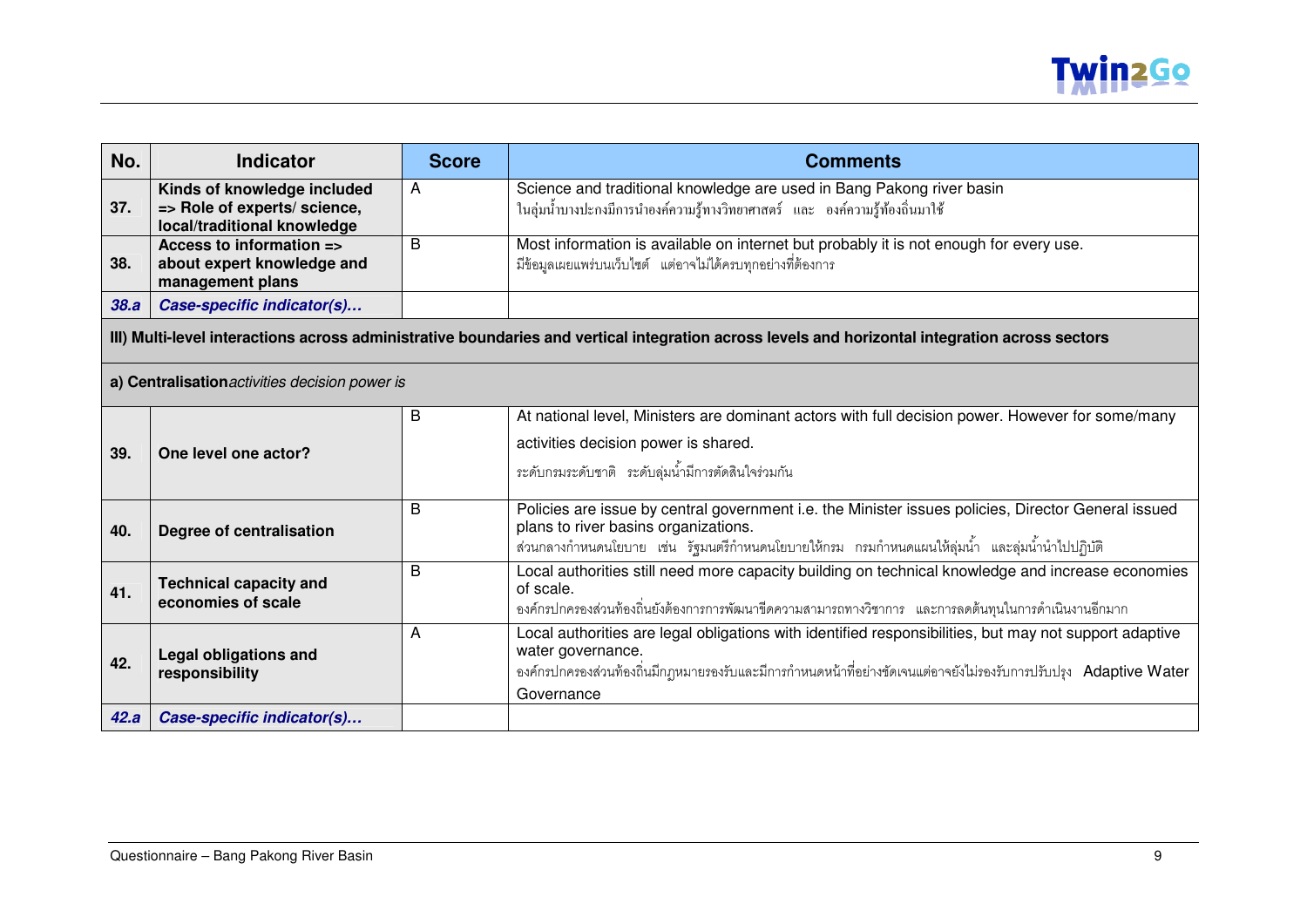| No. | Indicator | Score | Comments |
|---|---|---|---|
| 37. | **Kinds of knowledge included => Role of experts/ science, local/traditional knowledge** | A | Science and traditional knowledge are used in Bang Pakong river basin<br>ในลุ่มน้ำบางปะกงมีการนำองค์ความรู้ทางวิทยาศาสตร์ และ องค์ความรู้ท้องถิ่นมาใช้ |
| 38. | **Access to information => about expert knowledge and management plans** | B | Most information is available on internet but probably it is not enough for every use.<br>มีข้อมูลเผยแพร่บนเว็บไซต์ แต่อาจไม่ได้ครบทุกอย่างที่ต้องการ |
| ***38.a*** | ***Case-specific indicator(s)…*** | | |
| **III) Multi-level interactions across administrative boundaries and vertical integration across levels and horizontal integration across sectors** | | | |
| **a) Centralisation***activities decision power is* | | | |
| 39. | **One level one actor?** | B | At national level, Ministers are dominant actors with full decision power. However for some/many activities decision power is shared.<br>ระดับกรมระดับชาติ ระดับลุ่มน้ำมีการตัดสินใจร่วมกัน |
| 40. | **Degree of centralisation** | B | Policies are issue by central government i.e. the Minister issues policies, Director General issued plans to river basins organizations.<br>ส่วนกลางกำหนดนโยบาย เช่น รัฐมนตรีกำหนดนโยบายให้กรม กรมกำหนดแผนให้ลุ่มน้ำ และลุ่มน้ำนำไปปฏิบัติ |
| 41. | **Technical capacity and economies of scale** | B | Local authorities still need more capacity building on technical knowledge and increase economies of scale.<br>องค์กรปกครองส่วนท้องถิ่นยังต้องการการพัฒนาขีดความสามารถทางวิชาการ และการลดต้นทุนในการดำเนินงานอีกมาก |
| 42. | **Legal obligations and responsibility** | A | Local authorities are legal obligations with identified responsibilities, but may not support adaptive water governance.<br>องค์กรปกครองส่วนท้องถิ่นมีกฎหมายรองรับและมีการกำหนดหน้าที่อย่างชัดเจนแต่อาจยังไม่รองรับการปรับปรุง Adaptive Water Governance |
| ***42.a*** | ***Case-specific indicator(s)…*** | | |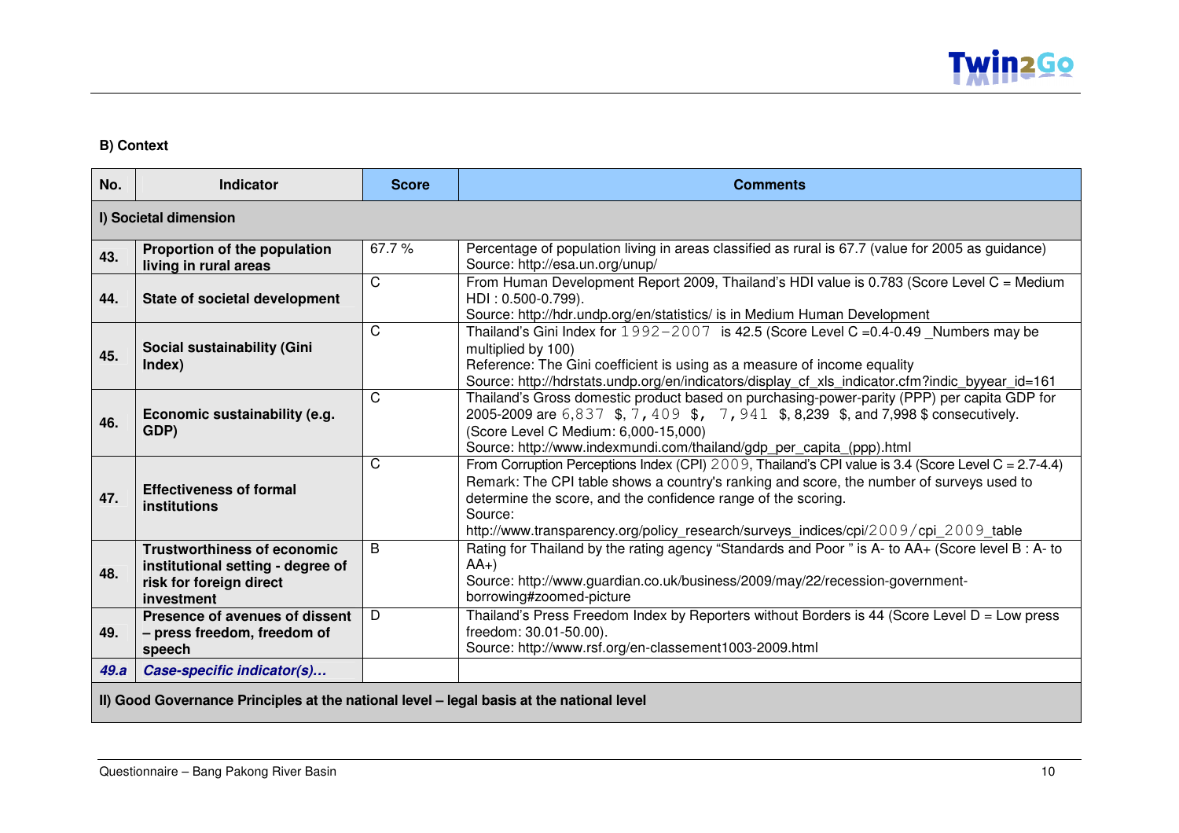**B) Context**

| No. | Indicator | Score | Comments |
|---|---|---|---|
| **I) Societal dimension** | | | |
| **43.** | **Proportion of the population living in rural areas** | 67.7 % | Percentage of population living in areas classified as rural is 67.7 (value for 2005 as guidance) Source: http://esa.un.org/unup/ |
| **44.** | **State of societal development** | C | From Human Development Report 2009, Thailand's HDI value is 0.783 (Score Level C = Medium HDI : 0.500-0.799). Source: http://hdr.undp.org/en/statistics/ is in Medium Human Development |
| **45.** | **Social sustainability (Gini Index)** | C | Thailand's Gini Index for 1992−2007 is 42.5 (Score Level C =0.4-0.49 _Numbers may be multiplied by 100) Reference: The Gini coefficient is using as a measure of income equality Source: http://hdrstats.undp.org/en/indicators/display_cf_xls_indicator.cfm?indic_byyear_id=161 |
| **46.** | **Economic sustainability (e.g. GDP)** | C | Thailand's Gross domestic product based on purchasing-power-parity (PPP) per capita GDP for 2005-2009 are 6,837 $, 7,409 $, 7,941 $, 8,239 $, and 7,998 $ consecutively. (Score Level C Medium: 6,000-15,000) Source: http://www.indexmundi.com/thailand/gdp_per_capita_(ppp).html |
| **47.** | **Effectiveness of formal institutions** | C | From Corruption Perceptions Index (CPI) 2009, Thailand's CPI value is 3.4 (Score Level C = 2.7-4.4) Remark: The CPI table shows a country's ranking and score, the number of surveys used to determine the score, and the confidence range of the scoring. Source: http://www.transparency.org/policy_research/surveys_indices/cpi/2009/cpi_2009_table |
| **48.** | **Trustworthiness of economic institutional setting - degree of risk for foreign direct investment** | B | Rating for Thailand by the rating agency "Standards and Poor " is A- to AA+ (Score level B : A- to AA+) Source: http://www.guardian.co.uk/business/2009/may/22/recession-government-borrowing#zoomed-picture |
| **49.** | **Presence of avenues of dissent – press freedom, freedom of speech** | D | Thailand's Press Freedom Index by Reporters without Borders is 44 (Score Level D = Low press freedom: 30.01-50.00). Source: http://www.rsf.org/en-classement1003-2009.html |
| ***49.a*** | ***Case-specific indicator(s)…*** | | |
| **II) Good Governance Principles at the national level – legal basis at the national level** | | | |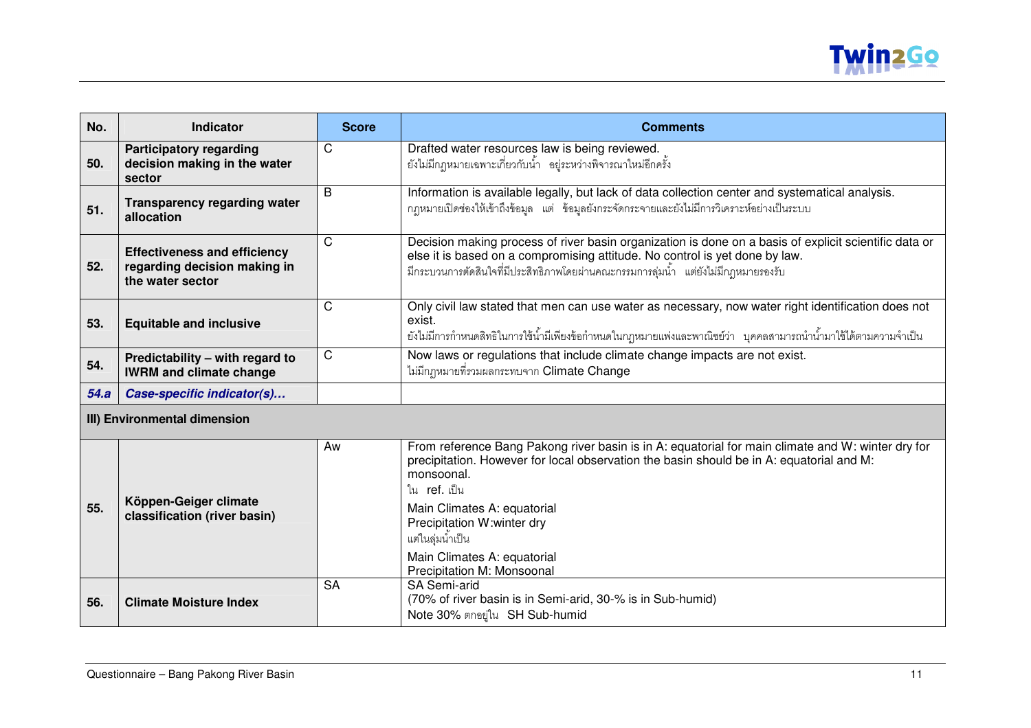| No. | Indicator | Score | Comments |
|---|---|---|---|
| **50.** | **Participatory regarding decision making in the water sector** | C | Drafted water resources law is being reviewed.<br>ยังไม่มีกฎหมายเฉพาะเกี่ยวกับน้ำ อยู่ระหว่างพิจารณาใหม่อีกครั้ง |
| **51.** | **Transparency regarding water allocation** | B | Information is available legally, but lack of data collection center and systematical analysis.<br>กฎหมายเปิดช่องให้เข้าถึงข้อมูล แต่ ข้อมูลยังกระจัดกระจายและยังไม่มีการวิเคราะห์อย่างเป็นระบบ |
| **52.** | **Effectiveness and efficiency regarding decision making in the water sector** | C | Decision making process of river basin organization is done on a basis of explicit scientific data or else it is based on a compromising attitude. No control is yet done by law.<br>มีกระบวนการตัดสินใจที่มีประสิทธิภาพโดยผ่านคณะกรรมการลุ่มน้ำ แต่ยังไม่มีกฎหมายรองรับ |
| **53.** | **Equitable and inclusive** | C | Only civil law stated that men can use water as necessary, now water right identification does not exist.<br>ยังไม่มีการกำหนดสิทธิในการใช้น้ำมีเพียงข้อกำหนดในกฎหมายแพ่งและพาณิชย์ว่า บุคคลสามารถนำน้ำมาใช้ได้ตามความจำเป็น |
| **54.** | **Predictability – with regard to IWRM and climate change** | C | Now laws or regulations that include climate change impacts are not exist.<br>ไม่มีกฎหมายที่รวมผลกระทบจาก Climate Change |
| ***54.a*** | ***Case-specific indicator(s)…*** | | |
| **III) Environmental dimension** | | | |
| **55.** | **Köppen-Geiger climate classification (river basin)** | Aw | From reference Bang Pakong river basin is in A: equatorial for main climate and W: winter dry for precipitation. However for local observation the basin should be in A: equatorial and M: monsoonal.<br>ใน ref. เป็น<br>Main Climates A: equatorial<br>Precipitation W:winter dry<br>แต่ในลุ่มน้ำเป็น<br>Main Climates A: equatorial<br>Precipitation M: Monsoonal |
| **56.** | **Climate Moisture Index** | SA | SA Semi-arid<br>(70% of river basin is in Semi-arid, 30-% is in Sub-humid)<br>Note 30% ตกอยู่ใน SH Sub-humid |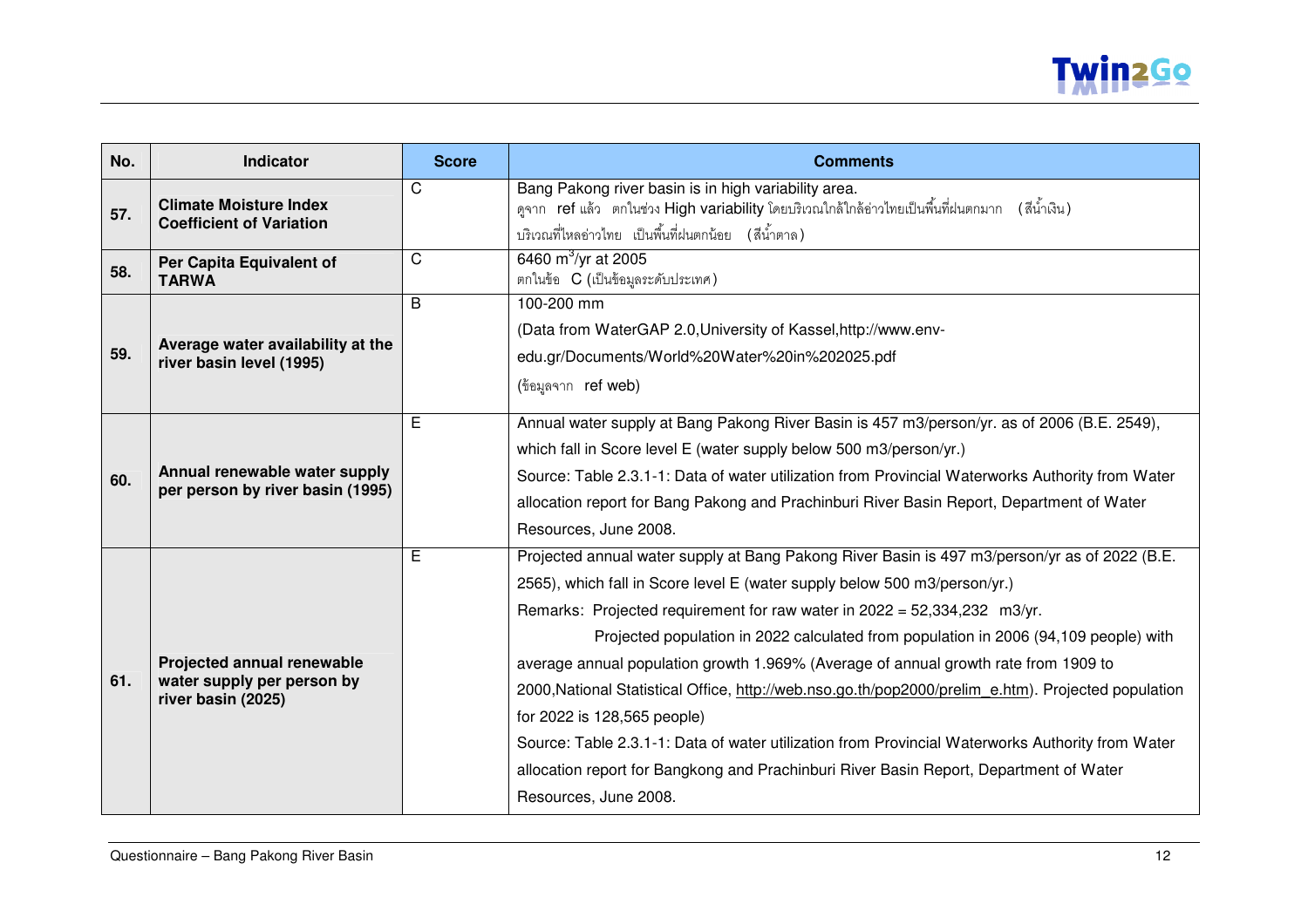| No. | Indicator | Score | Comments |
|---|---|---|---|
| 57. | **Climate Moisture Index Coefficient of Variation** | C | Bang Pakong river basin is in high variability area.<br>ดูจาก ref แล้ว ตกในช่วง High variability โดยบริเวณใกล้ใกล้อ่าวไทยเป็นพื้นที่ฝนตกมาก (สีน้ำเงิน)<br>บริเวณที่ไหลอ่าวไทย เป็นพื้นที่ฝนตกน้อย (สีน้ำตาล) |
| 58. | **Per Capita Equivalent of TARWA** | C | 6460 $m^3$/yr at 2005<br>ตกในข้อ C (เป็นข้อมูลระดับประเทศ) |
| 59. | **Average water availability at the river basin level (1995)** | B | 100-200 mm<br>(Data from WaterGAP 2.0,University of Kassel,http://www.env-edu.gr/Documents/World%20Water%20in%202025.pdf<br>(ข้อมูลจาก ref web) |
| 60. | **Annual renewable water supply per person by river basin (1995)** | E | Annual water supply at Bang Pakong River Basin is 457 m3/person/yr. as of 2006 (B.E. 2549), which fall in Score level E (water supply below 500 m3/person/yr.)<br>Source: Table 2.3.1-1: Data of water utilization from Provincial Waterworks Authority from Water allocation report for Bang Pakong and Prachinburi River Basin Report, Department of Water Resources, June 2008. |
| 61. | **Projected annual renewable water supply per person by river basin (2025)** | E | Projected annual water supply at Bang Pakong River Basin is 497 m3/person/yr as of 2022 (B.E. 2565), which fall in Score level E (water supply below 500 m3/person/yr.)<br>Remarks: Projected requirement for raw water in 2022 = 52,334,232 m3/yr.<br>Projected population in 2022 calculated from population in 2006 (94,109 people) with average annual population growth 1.969% (Average of annual growth rate from 1909 to 2000,National Statistical Office, http://web.nso.go.th/pop2000/prelim_e.htm). Projected population for 2022 is 128,565 people)<br>Source: Table 2.3.1-1: Data of water utilization from Provincial Waterworks Authority from Water allocation report for Bangkong and Prachinburi River Basin Report, Department of Water Resources, June 2008. |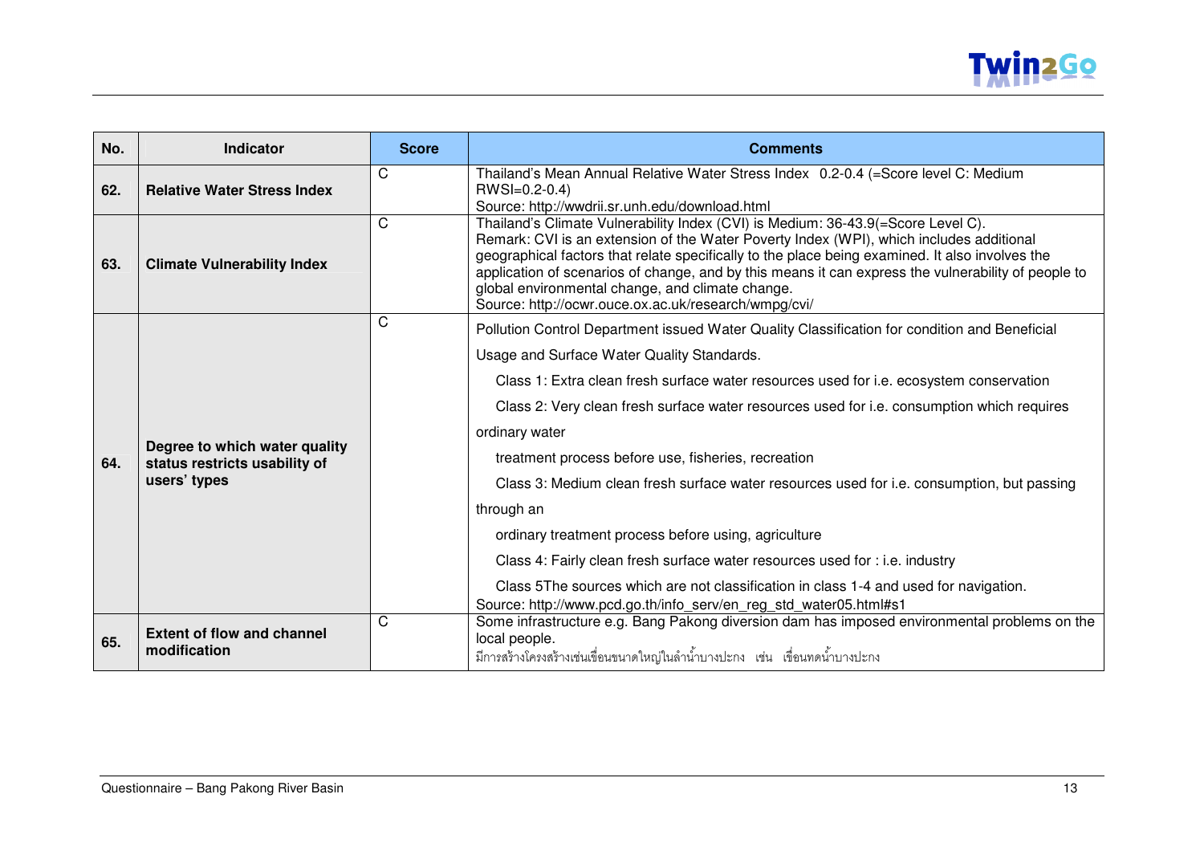| No. | Indicator | Score | Comments |
|---|---|---|---|
| **62.** | **Relative Water Stress Index** | C | Thailand's Mean Annual Relative Water Stress Index 0.2-0.4 (=Score level C: Medium RWSI=0.2-0.4)<br>Source: http://wwdrii.sr.unh.edu/download.html |
| **63.** | **Climate Vulnerability Index** | C | Thailand's Climate Vulnerability Index (CVI) is Medium: 36-43.9(=Score Level C).<br>Remark: CVI is an extension of the Water Poverty Index (WPI), which includes additional geographical factors that relate specifically to the place being examined. It also involves the application of scenarios of change, and by this means it can express the vulnerability of people to global environmental change, and climate change.<br>Source: http://ocwr.ouce.ox.ac.uk/research/wmpg/cvi/ |
| **64.** | **Degree to which water quality status restricts usability of users' types** | C | Pollution Control Department issued Water Quality Classification for condition and Beneficial Usage and Surface Water Quality Standards.<br>Class 1: Extra clean fresh surface water resources used for i.e. ecosystem conservation<br>Class 2: Very clean fresh surface water resources used for i.e. consumption which requires ordinary water<br>treatment process before use, fisheries, recreation<br>Class 3: Medium clean fresh surface water resources used for i.e. consumption, but passing through an<br>ordinary treatment process before using, agriculture<br>Class 4: Fairly clean fresh surface water resources used for : i.e. industry<br>Class 5The sources which are not classification in class 1-4 and used for navigation.<br>Source: http://www.pcd.go.th/info_serv/en_reg_std_water05.html#s1 |
| **65.** | **Extent of flow and channel modification** | C | Some infrastructure e.g. Bang Pakong diversion dam has imposed environmental problems on the local people.<br>มีการสร้างโครงสร้างเช่นเขื่อนขนาดใหญ่ในลำน้ำบางปะกง เช่น เขื่อนทดน้ำบางปะกง |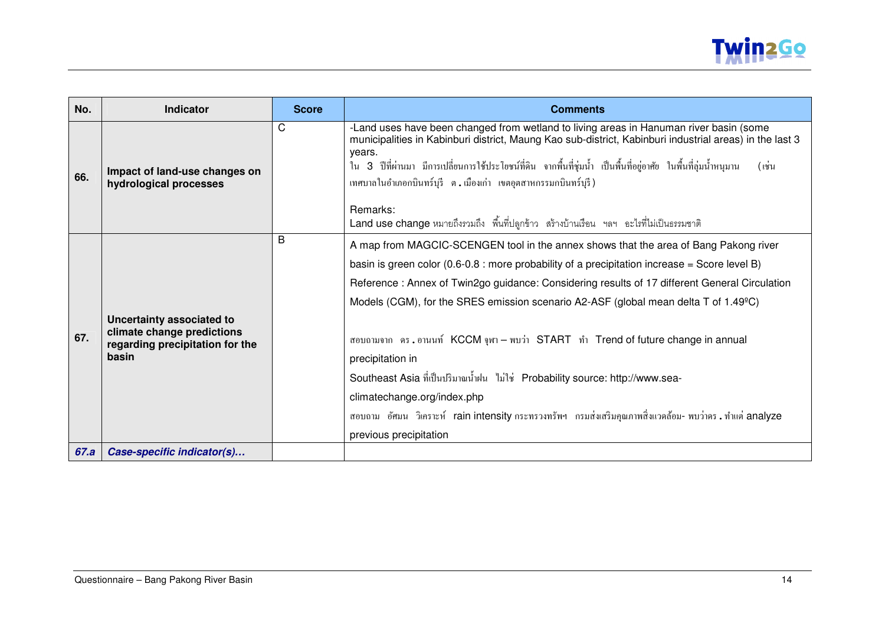| No. | Indicator | Score | Comments |
|---|---|---|---|
| **66.** | **Impact of land-use changes on hydrological processes** | C | -Land uses have been changed from wetland to living areas in Hanuman river basin (some municipalities in Kabinburi district, Maung Kao sub-district, Kabinburi industrial areas) in the last 3 years.<br>ใน 3 ปีที่ผ่านมา มีการเปลี่ยนการใช้ประโยชน์ที่ดิน จากพื้นที่ชุ่มน้ำ เป็นพื้นที่อยู่อาศัย ในพื้นที่ลุ่มน้ำหนุมาน (เช่น เทศบาลในอำเภอกบินทร์บุรี ต. เมืองเก่า เขตอุตสาหกรรมกบินทร์บุรี)<br><br>Remarks:<br>Land use change หมายถึงรวมถึง พื้นที่ปลูกข้าว สร้างบ้านเรือน ฯลฯ อะไรที่ไม่เป็นธรรมชาติ |
| **67.** | **Uncertainty associated to climate change predictions regarding precipitation for the basin** | B | A map from MAGCIC-SCENGEN tool in the annex shows that the area of Bang Pakong river basin is green color (0.6-0.8 : more probability of a precipitation increase = Score level B)<br>Reference : Annex of Twin2go guidance: Considering results of 17 different General Circulation Models (CGM), for the SRES emission scenario A2-ASF (global mean delta T of 1.49ºC)<br><br>สอบถามจาก ดร. อานนท์ KCCM จุฬา – พบว่า START ทำ Trend of future change in annual precipitation in Southeast Asia ที่เป็นปริมาณน้ำฝน ไม่ใช่ Probability source: http://www.sea-climatechange.org/index.php<br>สอบถาม อัศมน วิเคราะห์ rain intensity กระทรวงทรัพฯ กรมส่งเสริมคุณภาพสิ่งแวดล้อม- พบว่าดร. ทำแต่ analyze previous precipitation |
| ***67.a*** | ***Case-specific indicator(s)…*** | | |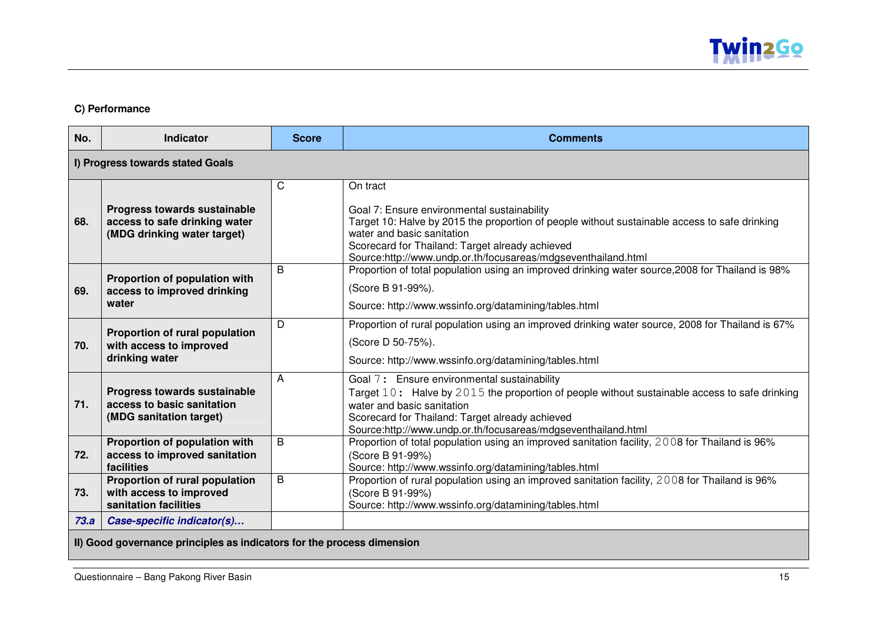**C) Performance**

| No. | Indicator | Score | Comments |
|---|---|---|---|
| **I) Progress towards stated Goals** | | | |
| **68.** | **Progress towards sustainable access to safe drinking water (MDG drinking water target)** | C | On tract<br><br>Goal 7: Ensure environmental sustainability<br>Target 10: Halve by 2015 the proportion of people without sustainable access to safe drinking water and basic sanitation<br>Scorecard for Thailand: Target already achieved<br>Source:http://www.undp.or.th/focusareas/mdgseventhailand.html |
| **69.** | **Proportion of population with access to improved drinking water** | B | Proportion of total population using an improved drinking water source,2008 for Thailand is 98%<br>(Score B 91-99%).<br>Source: http://www.wssinfo.org/datamining/tables.html |
| **70.** | **Proportion of rural population with access to improved drinking water** | D | Proportion of rural population using an improved drinking water source, 2008 for Thailand is 67%<br>(Score D 50-75%).<br>Source: http://www.wssinfo.org/datamining/tables.html |
| **71.** | **Progress towards sustainable access to basic sanitation (MDG sanitation target)** | A | Goal 7: Ensure environmental sustainability<br>Target 10: Halve by 2015 the proportion of people without sustainable access to safe drinking water and basic sanitation<br>Scorecard for Thailand: Target already achieved<br>Source:http://www.undp.or.th/focusareas/mdgseventhailand.html |
| **72.** | **Proportion of population with access to improved sanitation facilities** | B | Proportion of total population using an improved sanitation facility, 2008 for Thailand is 96%<br>(Score B 91-99%)<br>Source: http://www.wssinfo.org/datamining/tables.html |
| **73.** | **Proportion of rural population with access to improved sanitation facilities** | B | Proportion of rural population using an improved sanitation facility, 2008 for Thailand is 96%<br>(Score B 91-99%)<br>Source: http://www.wssinfo.org/datamining/tables.html |
| ***73.a*** | ***Case-specific indicator(s)…*** | | |
| **II) Good governance principles as indicators for the process dimension** | | | |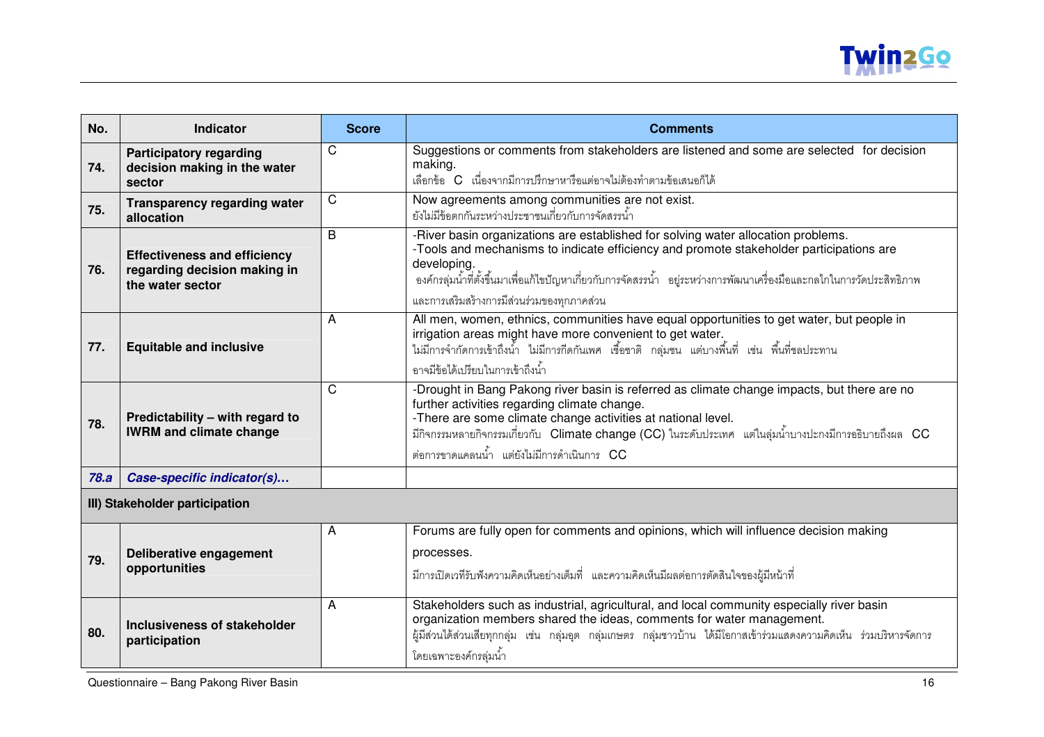| No. | Indicator | Score | Comments |
|---|---|---|---|
| 74. | **Participatory regarding decision making in the water sector** | C | Suggestions or comments from stakeholders are listened and some are selected for decision making.<br>เลือกข้อ C เนื่องจากมีการปรึกษาหารือแต่อาจไม่ต้องทำตามข้อเสนอก็ได้ |
| 75. | **Transparency regarding water allocation** | C | Now agreements among communities are not exist.<br>ยังไม่มีข้อตกกันระหว่างประชาชนเกี่ยวกับการจัดสรรน้ำ |
| 76. | **Effectiveness and efficiency regarding decision making in the water sector** | B | -River basin organizations are established for solving water allocation problems.<br>-Tools and mechanisms to indicate efficiency and promote stakeholder participations are developing.<br>องค์กรลุ่มน้ำที่ตั้งขึ้นมาเพื่อแก้ไขปัญหาเกี่ยวกับการจัดสรรน้ำ อยู่ระหว่างการพัฒนาเครื่องมือและกลไกในการวัดประสิทธิภาพและการเสริมสร้างการมีส่วนร่วมของทุกภาคส่วน |
| 77. | **Equitable and inclusive** | A | All men, women, ethnics, communities have equal opportunities to get water, but people in irrigation areas might have more convenient to get water.<br>ไม่มีการจำกัดการเข้าถึงน้ำ ไม่มีการกีดกันเพศ เชื้อชาติ กลุ่มชน แต่บางพื้นที่ เช่น พื้นที่ชลประทานอาจมีข้อได้เปรียบในการเข้าถึงน้ำ |
| 78. | **Predictability – with regard to IWRM and climate change** | C | -Drought in Bang Pakong river basin is referred as climate change impacts, but there are no further activities regarding climate change.<br>-There are some climate change activities at national level.<br>มีกิจกรรมหลายกิจกรรมเกี่ยวกับ Climate change (CC) ในระดับประเทศ แต่ในลุ่มน้ำบางปะกงมีการอธิบายถึงผล CC ต่อการขาดแคลนน้ำ แต่ยังไม่มีการดำเนินการ CC |
| ***78.a*** | ***Case-specific indicator(s)…*** | | |
| **III) Stakeholder participation** | | | |
| 79. | **Deliberative engagement opportunities** | A | Forums are fully open for comments and opinions, which will influence decision making processes.<br>มีการเปิดเวทีรับฟังความคิดเห็นอย่างเต็มที่ และความคิดเห็นมีผลต่อการตัดสินใจของผู้มีหน้าที่ |
| 80. | **Inclusiveness of stakeholder participation** | A | Stakeholders such as industrial, agricultural, and local community especially river basin organization members shared the ideas, comments for water management.<br>ผู้มีส่วนได้ส่วนเสียทุกกลุ่ม เช่น กลุ่มอุต กลุ่มเกษตร กลุ่มชาวบ้าน ได้มีโอกาสเข้าร่วมแสดงความคิดเห็น ร่วมบริหารจัดการโดยเฉพาะองค์กรลุ่มน้ำ |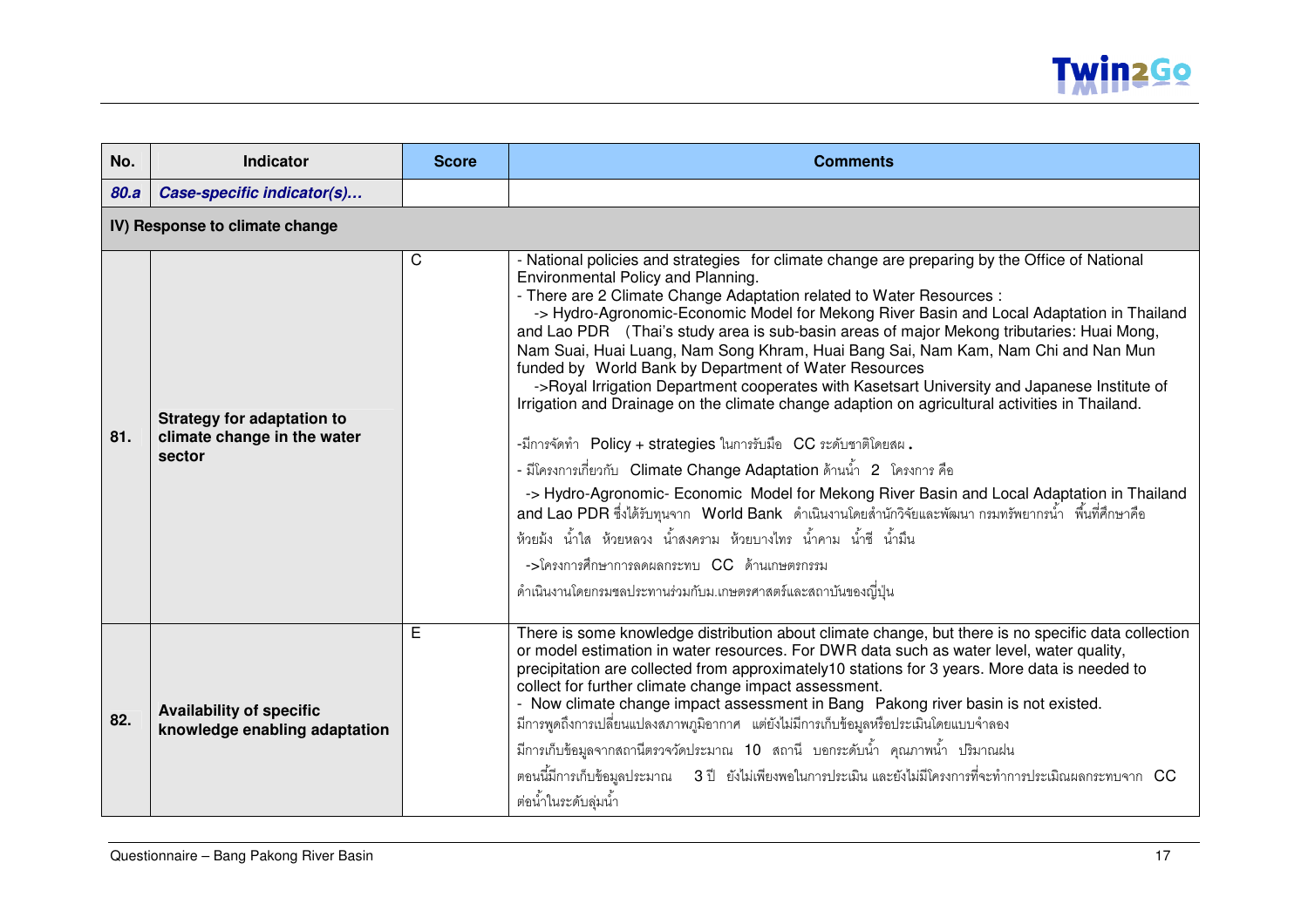| No. | Indicator | Score | Comments |
|---|---|---|---|
| ***80.a*** | ***Case-specific indicator(s)…*** | | |
| **IV) Response to climate change** | | | |
| **81.** | **Strategy for adaptation to climate change in the water sector** | C | - National policies and strategies for climate change are preparing by the Office of National Environmental Policy and Planning.<br>- There are 2 Climate Change Adaptation related to Water Resources :<br>-> Hydro-Agronomic-Economic Model for Mekong River Basin and Local Adaptation in Thailand and Lao PDR (Thai's study area is sub-basin areas of major Mekong tributaries: Huai Mong, Nam Suai, Huai Luang, Nam Song Khram, Huai Bang Sai, Nam Kam, Nam Chi and Nan Mun funded by World Bank by Department of Water Resources<br>->Royal Irrigation Department cooperates with Kasetsart University and Japanese Institute of Irrigation and Drainage on the climate change adaption on agricultural activities in Thailand.<br><br>-มีการจัดทำ Policy + strategies ในการรับมือ CC ระดับชาติโดยสผ.<br>- มีโครงการเกี่ยวกับ Climate Change Adaptation ด้านน้ำ 2 โครงการ คือ<br>-> Hydro-Agronomic- Economic Model for Mekong River Basin and Local Adaptation in Thailand and Lao PDR ซึ่งได้รับทุนจาก World Bank ดำเนินงานโดยสำนักวิจัยและพัฒนา กรมทรัพยากรน้ำ พื้นที่ศึกษาคือ ห้วยม้ง น้ำใส ห้วยหลวง น้ำสงคราม ห้วยบางไทร น้ำคาม น้ำชี น้ำมืน<br>->โครงการศึกษาการลดผลกระทบ CC ด้านเกษตรกรรม<br>ดำเนินงานโดยกรมชลประทานร่วมกับม.เกษตรศาสตร์และสถาบันของญี่ปุ่น |
| **82.** | **Availability of specific knowledge enabling adaptation** | E | There is some knowledge distribution about climate change, but there is no specific data collection or model estimation in water resources. For DWR data such as water level, water quality, precipitation are collected from approximately10 stations for 3 years. More data is needed to collect for further climate change impact assessment.<br>- Now climate change impact assessment in Bang Pakong river basin is not existed.<br>มีการพูดถึงการเปลี่ยนแปลงสภาพภูมิอากาศ แต่ยังไม่มีการเก็บข้อมูลหรือประเมินโดยแบบจำลอง<br>มีการเก็บข้อมูลจากสถานีตรวจวัดประมาณ 10 สถานี บอกระดับน้ำ คุณภาพน้ำ ปริมาณฝน<br>ตอนนี้มีการเก็บข้อมูลประมาณ 3 ปี ยังไม่เพียงพอในการประเมิน และยังไม่มีโครงการที่จะทำการประเมินผลกระทบจาก CC ต่อน้ำในระดับลุ่มน้ำ |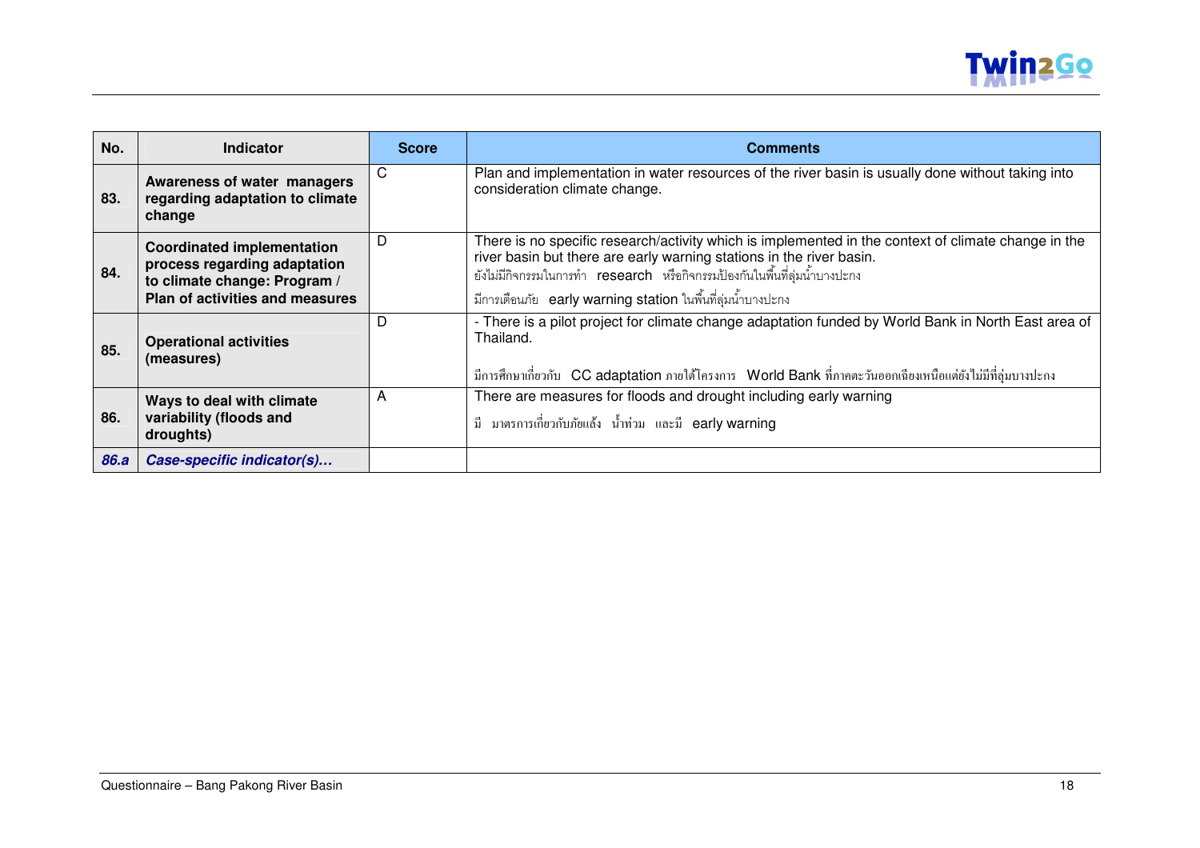| No. | Indicator | Score | Comments |
|---|---|---|---|
| **83.** | **Awareness of water managers regarding adaptation to climate change** | C | Plan and implementation in water resources of the river basin is usually done without taking into consideration climate change. |
| **84.** | **Coordinated implementation process regarding adaptation to climate change: Program / Plan of activities and measures** | D | There is no specific research/activity which is implemented in the context of climate change in the river basin but there are early warning stations in the river basin.<br>ยังไม่มีกิจกรรมในการทำ research หรือกิจกรรมป้องกันในพื้นที่ลุ่มน้ำบางปะกง<br>มีการเตือนภัย early warning station ในพื้นที่ลุ่มน้ำบางปะกง |
| **85.** | **Operational activities (measures)** | D | - There is a pilot project for climate change adaptation funded by World Bank in North East area of Thailand.<br>มีการศึกษาเกี่ยวกับ CC adaptation ภายใต้โครงการ World Bank ที่ภาคตะวันออกเฉียงเหนือแต่ยังไม่มีที่ลุ่มบางปะกง |
| **86.** | **Ways to deal with climate variability (floods and droughts)** | A | There are measures for floods and drought including early warning<br>มี มาตรการเกี่ยวกับภัยแล้ง น้ำท่วม และมี early warning |
| ***86.a*** | ***Case-specific indicator(s)…*** | | |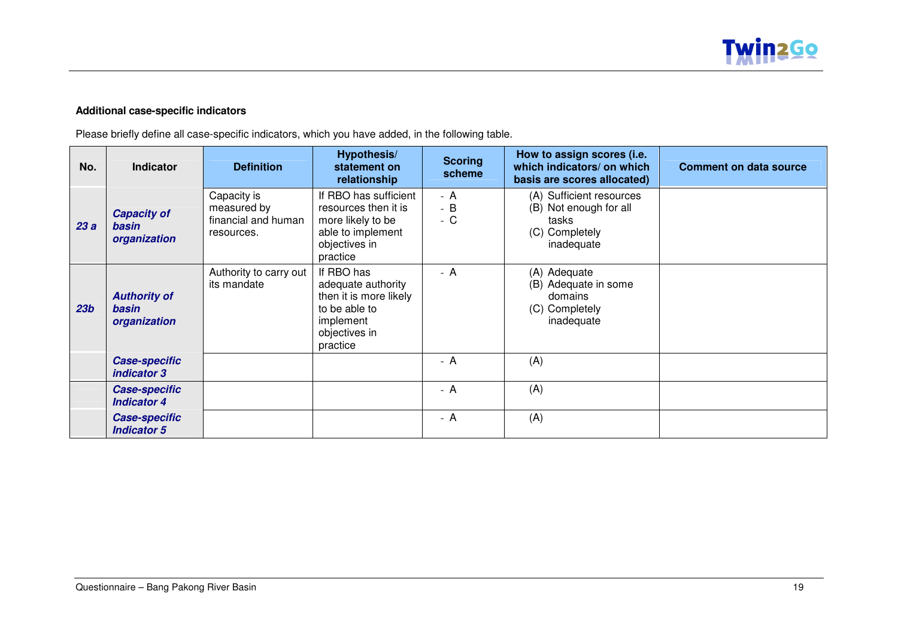**Additional case-specific indicators**

Please briefly define all case-specific indicators, which you have added, in the following table.

| No. | Indicator | Definition | Hypothesis/ statement on relationship | Scoring scheme | How to assign scores (i.e. which indicators/ on which basis are scores allocated) | Comment on data source |
|---|---|---|---|---|---|---|
| ***23 a*** | ***Capacity of basin organization*** | Capacity is measured by financial and human resources. | If RBO has sufficient resources then it is more likely to be able to implement objectives in practice | - A<br>- B<br>- C | (A) Sufficient resources<br>(B) Not enough for all tasks<br>(C) Completely inadequate | |
| ***23b*** | ***Authority of basin organization*** | Authority to carry out its mandate | If RBO has adequate authority then it is more likely to be able to implement objectives in practice | - A | (A) Adequate<br>(B) Adequate in some domains<br>(C) Completely inadequate | |
| | ***Case-specific indicator 3*** | | | - A | (A) | |
| | ***Case-specific Indicator 4*** | | | - A | (A) | |
| | ***Case-specific Indicator 5*** | | | - A | (A) | |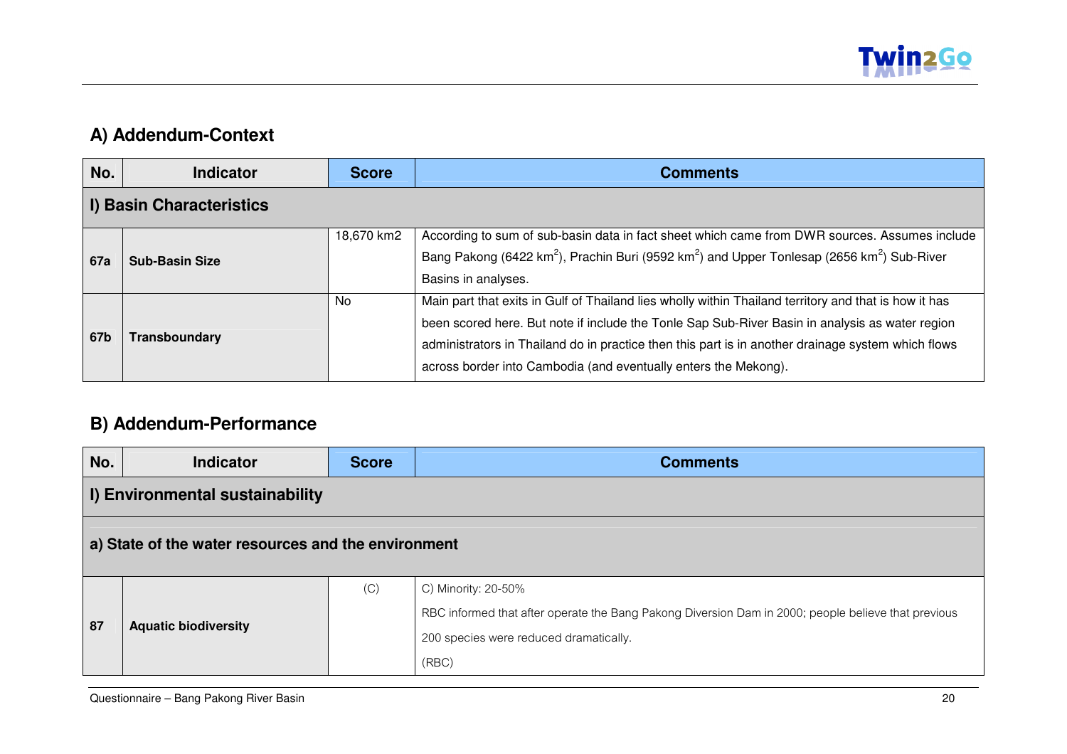## A) Addendum-Context

| No. | Indicator | Score | Comments |
|---|---|---|---|
| **I) Basin Characteristics** | | | |
| **67a** | **Sub-Basin Size** | 18,670 km2 | According to sum of sub-basin data in fact sheet which came from DWR sources. Assumes include Bang Pakong (6422 $km^2$), Prachin Buri (9592 $km^2$) and Upper Tonlesap (2656 $km^2$) Sub-River Basins in analyses. |
| **67b** | **Transboundary** | No | Main part that exits in Gulf of Thailand lies wholly within Thailand territory and that is how it has been scored here. But note if include the Tonle Sap Sub-River Basin in analysis as water region administrators in Thailand do in practice then this part is in another drainage system which flows across border into Cambodia (and eventually enters the Mekong). |

## B) Addendum-Performance

| No. | Indicator | Score | Comments |
|---|---|---|---|
| **I) Environmental sustainability** | | | |
| **a) State of the water resources and the environment** | | | |
| **87** | **Aquatic biodiversity** | (C) | C) Minority: 20-50%<br>RBC informed that after operate the Bang Pakong Diversion Dam in 2000; people believe that previous 200 species were reduced dramatically.<br>(RBC) |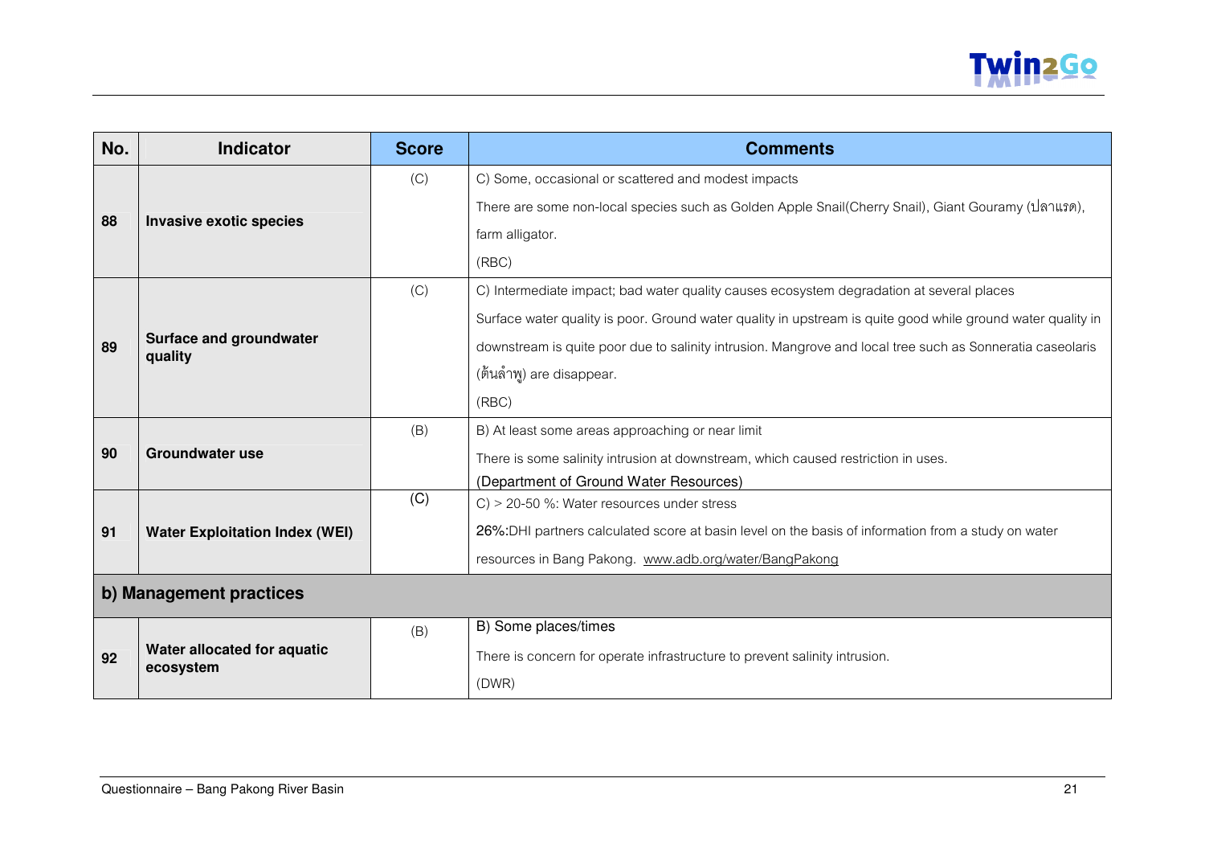| No. | Indicator | Score | Comments |
|---|---|---|---|
| 88 | **Invasive exotic species** | (C) | C) Some, occasional or scattered and modest impacts<br>There are some non-local species such as Golden Apple Snail(Cherry Snail), Giant Gouramy (ปลาแรด), farm alligator.<br>(RBC) |
| 89 | **Surface and groundwater quality** | (C) | C) Intermediate impact; bad water quality causes ecosystem degradation at several places<br>Surface water quality is poor. Ground water quality in upstream is quite good while ground water quality in downstream is quite poor due to salinity intrusion. Mangrove and local tree such as Sonneratia caseolaris (ต้นลำพู) are disappear.<br>(RBC) |
| 90 | **Groundwater use** | (B) | B) At least some areas approaching or near limit<br>There is some salinity intrusion at downstream, which caused restriction in uses.<br>(Department of Ground Water Resources) |
| 91 | **Water Exploitation Index (WEI)** | (C) | C) > 20-50 %: Water resources under stress<br>**26%:**DHI partners calculated score at basin level on the basis of information from a study on water resources in Bang Pakong. www.adb.org/water/BangPakong |
| **b) Management practices** | | | |
| 92 | **Water allocated for aquatic ecosystem** | (B) | B) Some places/times<br>There is concern for operate infrastructure to prevent salinity intrusion.<br>(DWR) |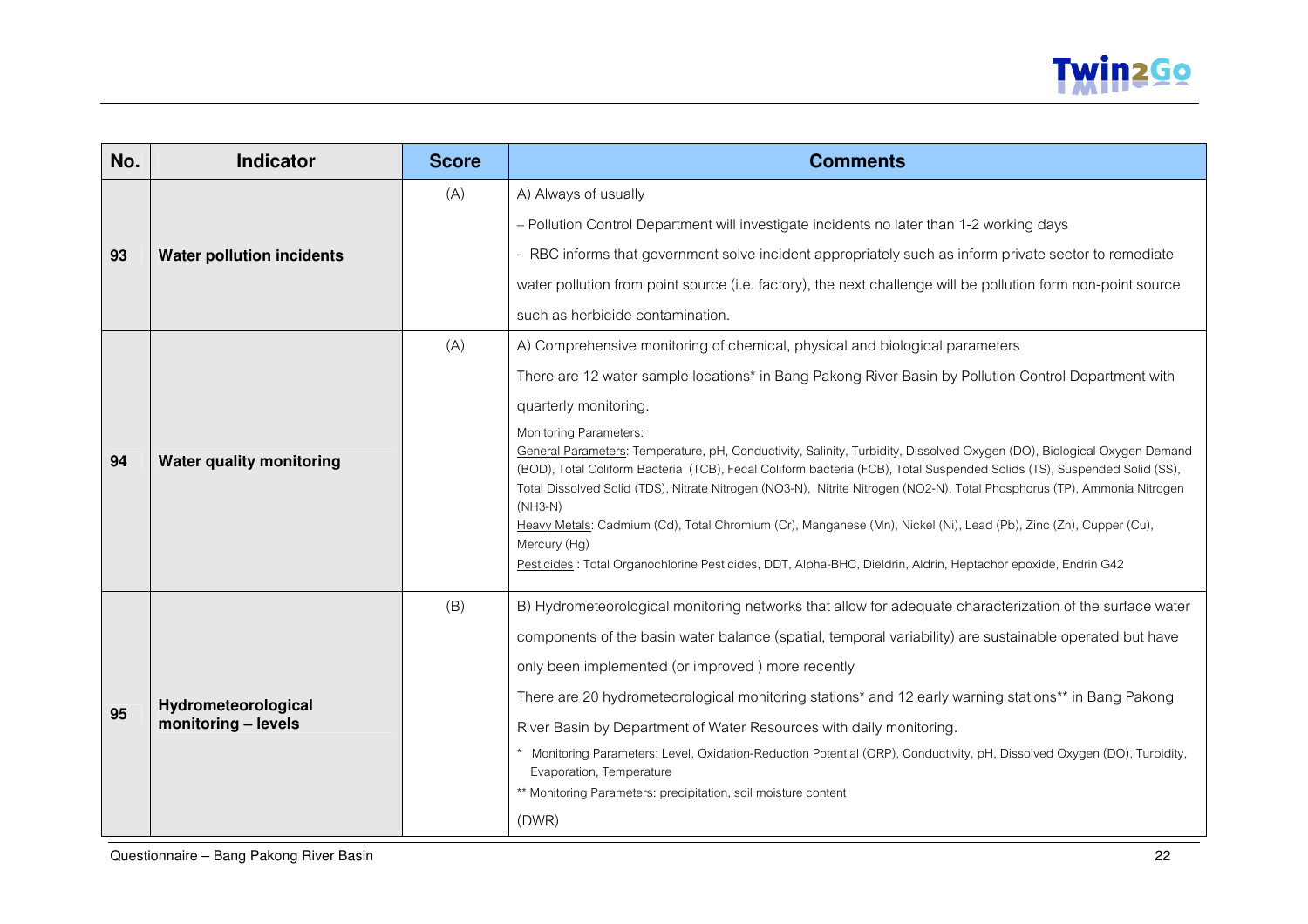| No. | Indicator | Score | Comments |
|---|---|---|---|
| 93 | **Water pollution incidents** | (A) | A) Always of usually<br>– Pollution Control Department will investigate incidents no later than 1-2 working days<br>- RBC informs that government solve incident appropriately such as inform private sector to remediate water pollution from point source (i.e. factory), the next challenge will be pollution form non-point source such as herbicide contamination. |
| 94 | **Water quality monitoring** | (A) | A) Comprehensive monitoring of chemical, physical and biological parameters<br>There are 12 water sample locations* in Bang Pakong River Basin by Pollution Control Department with quarterly monitoring.<br>Monitoring Parameters:<br>General Parameters: Temperature, pH, Conductivity, Salinity, Turbidity, Dissolved Oxygen (DO), Biological Oxygen Demand (BOD), Total Coliform Bacteria (TCB), Fecal Coliform bacteria (FCB), Total Suspended Solids (TS), Suspended Solid (SS), Total Dissolved Solid (TDS), Nitrate Nitrogen (NO3-N), Nitrite Nitrogen (NO2-N), Total Phosphorus (TP), Ammonia Nitrogen (NH3-N)<br>Heavy Metals: Cadmium (Cd), Total Chromium (Cr), Manganese (Mn), Nickel (Ni), Lead (Pb), Zinc (Zn), Cupper (Cu), Mercury (Hg)<br>Pesticides : Total Organochlorine Pesticides, DDT, Alpha-BHC, Dieldrin, Aldrin, Heptachor epoxide, Endrin G42 |
| 95 | **Hydrometeorological monitoring – levels** | (B) | B) Hydrometeorological monitoring networks that allow for adequate characterization of the surface water components of the basin water balance (spatial, temporal variability) are sustainable operated but have only been implemented (or improved ) more recently<br>There are 20 hydrometeorological monitoring stations* and 12 early warning stations** in Bang Pakong River Basin by Department of Water Resources with daily monitoring.<br>* Monitoring Parameters: Level, Oxidation-Reduction Potential (ORP), Conductivity, pH, Dissolved Oxygen (DO), Turbidity, Evaporation, Temperature<br>** Monitoring Parameters: precipitation, soil moisture content<br>(DWR) |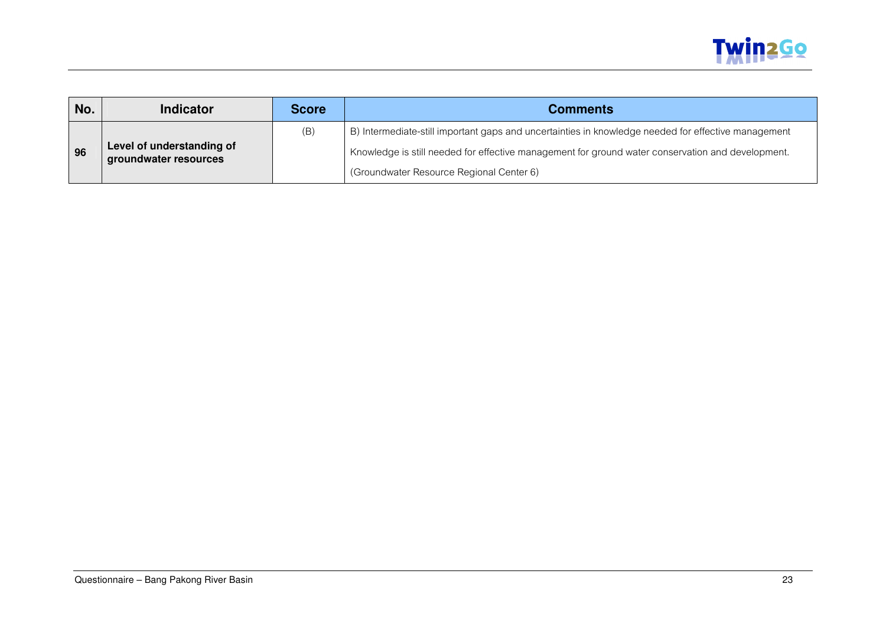| No. | Indicator | Score | Comments |
|---|---|---|---|
| 96 | **Level of understanding of groundwater resources** | (B) | B) Intermediate-still important gaps and uncertainties in knowledge needed for effective management<br>Knowledge is still needed for effective management for ground water conservation and development.<br>(Groundwater Resource Regional Center 6) |